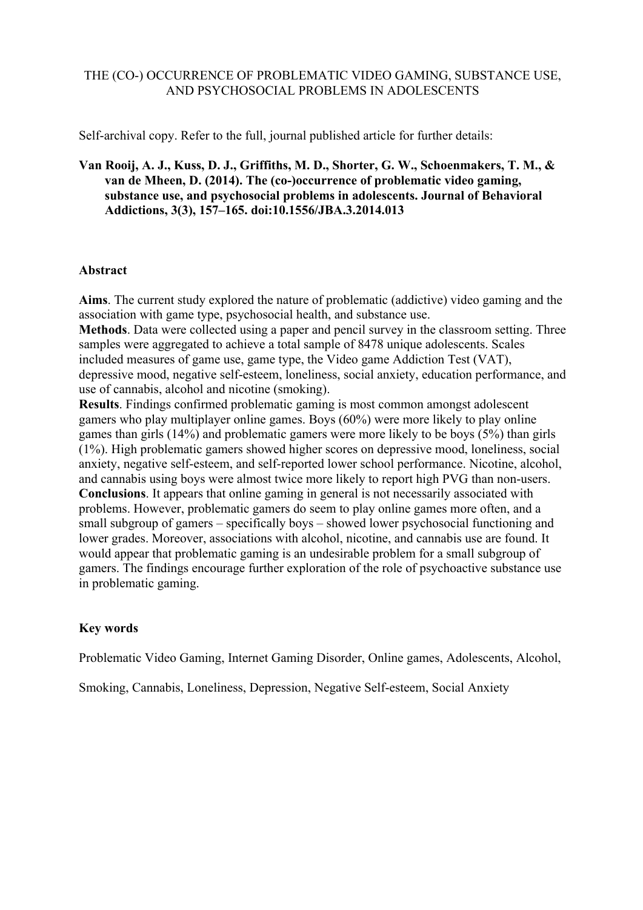# THE (CO-) OCCURRENCE OF PROBLEMATIC VIDEO GAMING, SUBSTANCE USE, AND PSYCHOSOCIAL PROBLEMS IN ADOLESCENTS

Self-archival copy. Refer to the full, journal published article for further details:

**Van Rooij, A. J., Kuss, D. J., Griffiths, M. D., Shorter, G. W., Schoenmakers, T. M., & van de Mheen, D. (2014). The (co-)occurrence of problematic video gaming, substance use, and psychosocial problems in adolescents. Journal of Behavioral Addictions, 3(3), 157–165. doi:10.1556/JBA.3.2014.013**

## Abstract

**Aims**. The current study explored the nature of problematic (addictive) video gaming and the association with game type, psychosocial health, and substance use.

**Methods**. Data were collected using a paper and pencil survey in the classroom setting. Three samples were aggregated to achieve a total sample of 8478 unique adolescents. Scales included measures of game use, game type, the Video game Addiction Test (VAT), depressive mood, negative self-esteem, loneliness, social anxiety, education performance, and use of cannabis, alcohol and nicotine (smoking).

**Results**. Findings confirmed problematic gaming is most common amongst adolescent gamers who play multiplayer online games. Boys (60%) were more likely to play online games than girls (14%) and problematic gamers were more likely to be boys (5%) than girls (1%). High problematic gamers showed higher scores on depressive mood, loneliness, social anxiety, negative self-esteem, and self-reported lower school performance. Nicotine, alcohol, and cannabis using boys were almost twice more likely to report high PVG than non-users.

**Conclusions**. It appears that online gaming in general is not necessarily associated with problems. However, problematic gamers do seem to play online games more often, and a small subgroup of gamers – specifically boys – showed lower psychosocial functioning and lower grades. Moreover, associations with alcohol, nicotine, and cannabis use are found. It would appear that problematic gaming is an undesirable problem for a small subgroup of gamers. The findings encourage further exploration of the role of psychoactive substance use in problematic gaming.

## Key words

Problematic Video Gaming, Internet Gaming Disorder, Online games, Adolescents, Alcohol, Smoking, Cannabis, Loneliness, Depression, Negative Self-esteem, Social Anxiety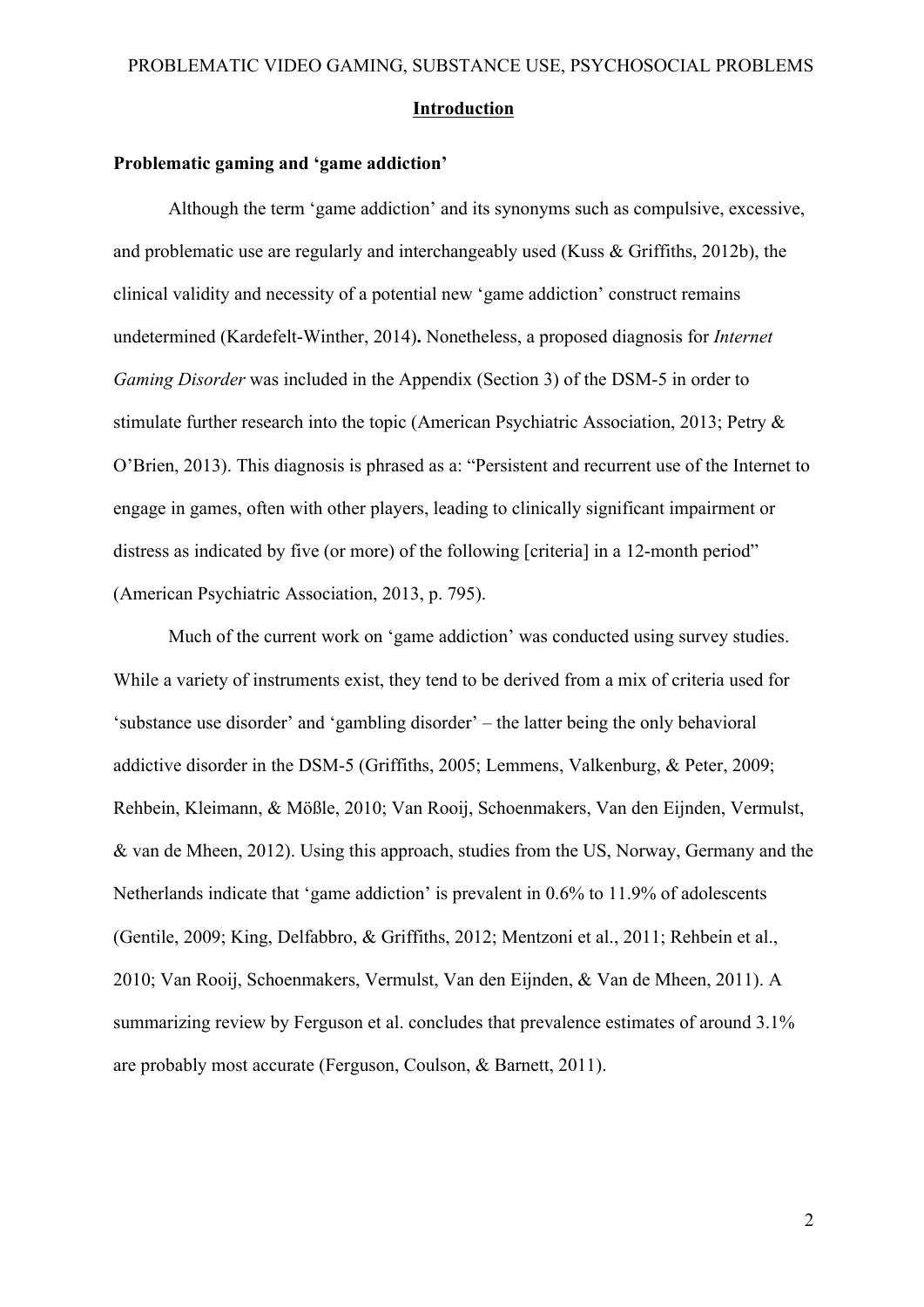## Introduction

### Problematic gaming and 'game addiction'

Although the term 'game addiction' and its synonyms such as compulsive, excessive, and problematic use are regularly and interchangeably used (Kuss & Griffiths, 2012b), the clinical validity and necessity of a potential new 'game addiction' construct remains undetermined (Kardefelt-Winther, 2014). Nonetheless, a proposed diagnosis for *Internet Gaming Disorder* was included in the Appendix (Section 3) of the DSM-5 in order to stimulate further research into the topic (American Psychiatric Association, 2013; Petry & O'Brien, 2013). This diagnosis is phrased as a: "Persistent and recurrent use of the Internet to engage in games, often with other players, leading to clinically significant impairment or distress as indicated by five (or more) of the following [criteria] in a 12-month period" (American Psychiatric Association, 2013, p. 795).

Much of the current work on 'game addiction' was conducted using survey studies. While a variety of instruments exist, they tend to be derived from a mix of criteria used for 'substance use disorder' and 'gambling disorder' – the latter being the only behavioral addictive disorder in the DSM-5 (Griffiths, 2005; Lemmens, Valkenburg, & Peter, 2009; Rehbein, Kleimann, & Mößle, 2010; Van Rooij, Schoenmakers, Van den Eijnden, Vermulst, & van de Mheen, 2012). Using this approach, studies from the US, Norway, Germany and the Netherlands indicate that 'game addiction' is prevalent in 0.6% to 11.9% of adolescents (Gentile, 2009; King, Delfabbro, & Griffiths, 2012; Mentzoni et al., 2011; Rehbein et al., 2010; Van Rooij, Schoenmakers, Vermulst, Van den Eijnden, & Van de Mheen, 2011). A summarizing review by Ferguson et al. concludes that prevalence estimates of around 3.1% are probably most accurate (Ferguson, Coulson, & Barnett, 2011).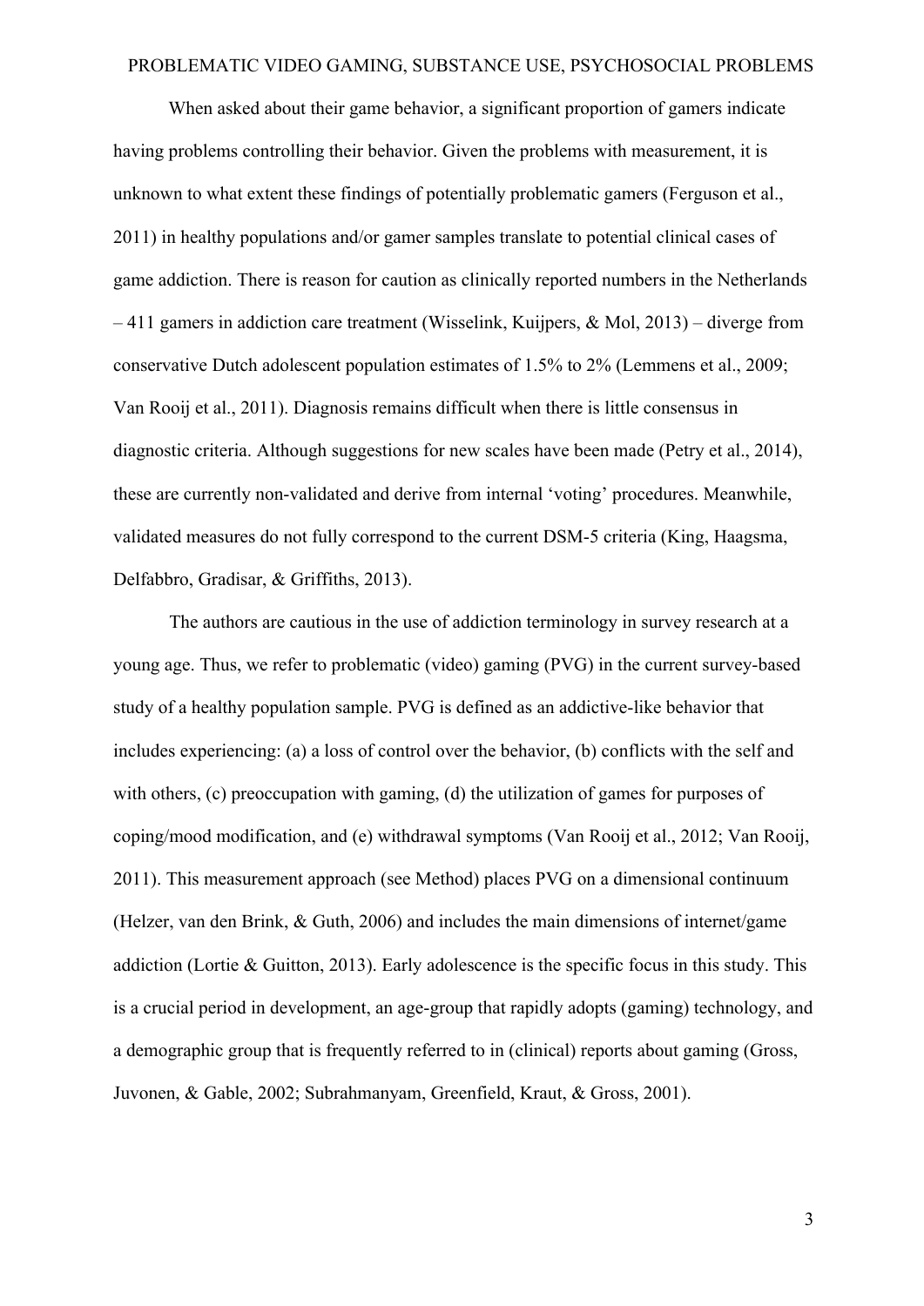When asked about their game behavior, a significant proportion of gamers indicate having problems controlling their behavior. Given the problems with measurement, it is unknown to what extent these findings of potentially problematic gamers (Ferguson et al., 2011) in healthy populations and/or gamer samples translate to potential clinical cases of game addiction. There is reason for caution as clinically reported numbers in the Netherlands – 411 gamers in addiction care treatment (Wisselink, Kuijpers, & Mol, 2013) – diverge from conservative Dutch adolescent population estimates of 1.5% to 2% (Lemmens et al., 2009; Van Rooij et al., 2011). Diagnosis remains difficult when there is little consensus in diagnostic criteria. Although suggestions for new scales have been made (Petry et al., 2014), these are currently non-validated and derive from internal 'voting' procedures. Meanwhile, validated measures do not fully correspond to the current DSM-5 criteria (King, Haagsma, Delfabbro, Gradisar, & Griffiths, 2013).

The authors are cautious in the use of addiction terminology in survey research at a young age. Thus, we refer to problematic (video) gaming (PVG) in the current survey-based study of a healthy population sample. PVG is defined as an addictive-like behavior that includes experiencing: (a) a loss of control over the behavior, (b) conflicts with the self and with others, (c) preoccupation with gaming, (d) the utilization of games for purposes of coping/mood modification, and (e) withdrawal symptoms (Van Rooij et al., 2012; Van Rooij, 2011). This measurement approach (see Method) places PVG on a dimensional continuum (Helzer, van den Brink, & Guth, 2006) and includes the main dimensions of internet/game addiction (Lortie & Guitton, 2013). Early adolescence is the specific focus in this study. This is a crucial period in development, an age-group that rapidly adopts (gaming) technology, and a demographic group that is frequently referred to in (clinical) reports about gaming (Gross, Juvonen, & Gable, 2002; Subrahmanyam, Greenfield, Kraut, & Gross, 2001).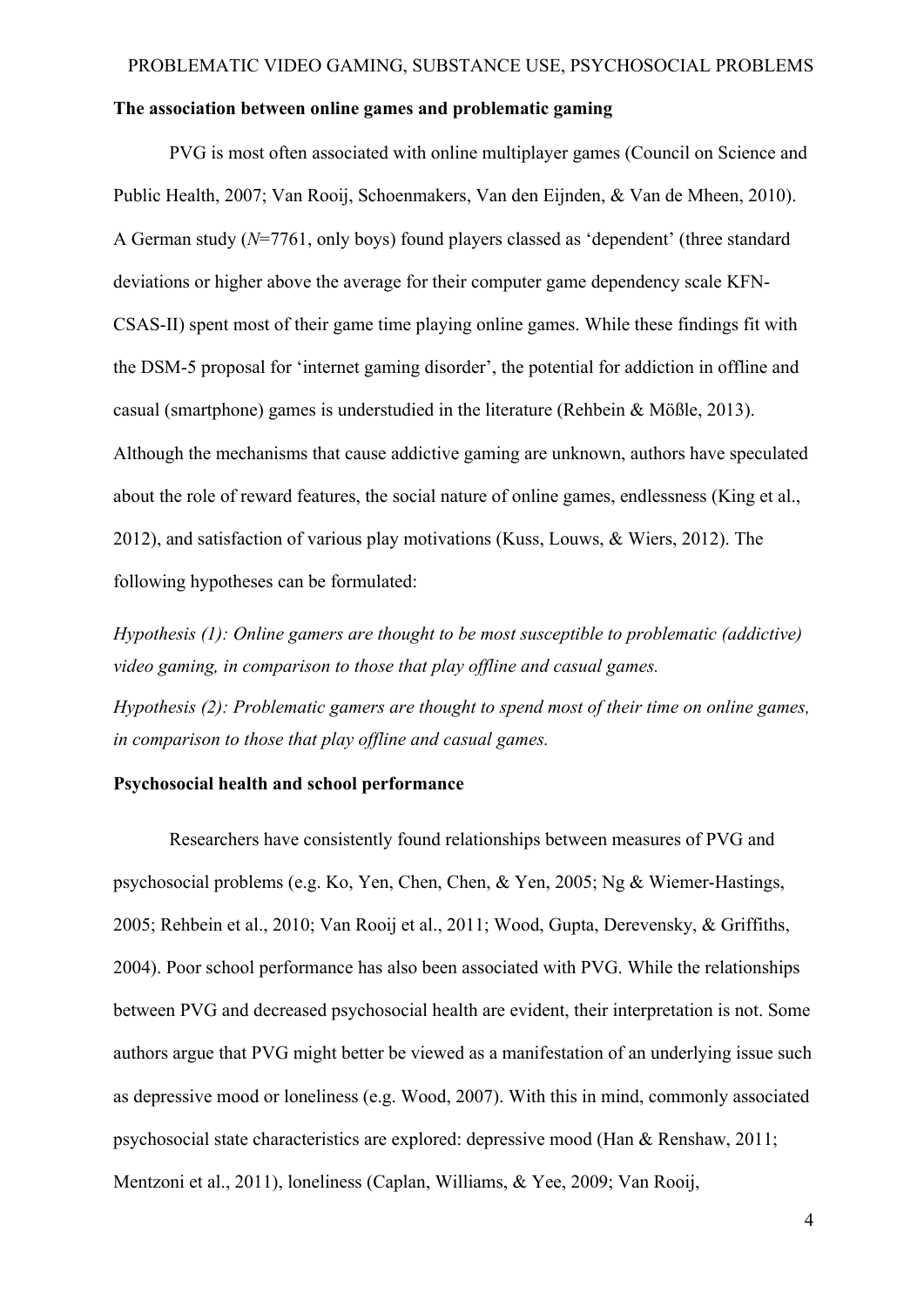### The association between online games and problematic gaming

PVG is most often associated with online multiplayer games (Council on Science and Public Health, 2007; Van Rooij, Schoenmakers, Van den Eijnden, & Van de Mheen, 2010). A German study (*N*=7761, only boys) found players classed as 'dependent' (three standard deviations or higher above the average for their computer game dependency scale KFN-CSAS-II) spent most of their game time playing online games. While these findings fit with the DSM-5 proposal for 'internet gaming disorder', the potential for addiction in offline and casual (smartphone) games is understudied in the literature (Rehbein & Mößle, 2013). Although the mechanisms that cause addictive gaming are unknown, authors have speculated about the role of reward features, the social nature of online games, endlessness (King et al., 2012), and satisfaction of various play motivations (Kuss, Louws, & Wiers, 2012). The following hypotheses can be formulated:

*Hypothesis (1): Online gamers are thought to be most susceptible to problematic (addictive) video gaming, in comparison to those that play offline and casual games.*

*Hypothesis (2): Problematic gamers are thought to spend most of their time on online games, in comparison to those that play offline and casual games.*

### Psychosocial health and school performance

Researchers have consistently found relationships between measures of PVG and psychosocial problems (e.g. Ko, Yen, Chen, Chen, & Yen, 2005; Ng & Wiemer-Hastings, 2005; Rehbein et al., 2010; Van Rooij et al., 2011; Wood, Gupta, Derevensky, & Griffiths, 2004). Poor school performance has also been associated with PVG. While the relationships between PVG and decreased psychosocial health are evident, their interpretation is not. Some authors argue that PVG might better be viewed as a manifestation of an underlying issue such as depressive mood or loneliness (e.g. Wood, 2007). With this in mind, commonly associated psychosocial state characteristics are explored: depressive mood (Han & Renshaw, 2011; Mentzoni et al., 2011), loneliness (Caplan, Williams, & Yee, 2009; Van Rooij,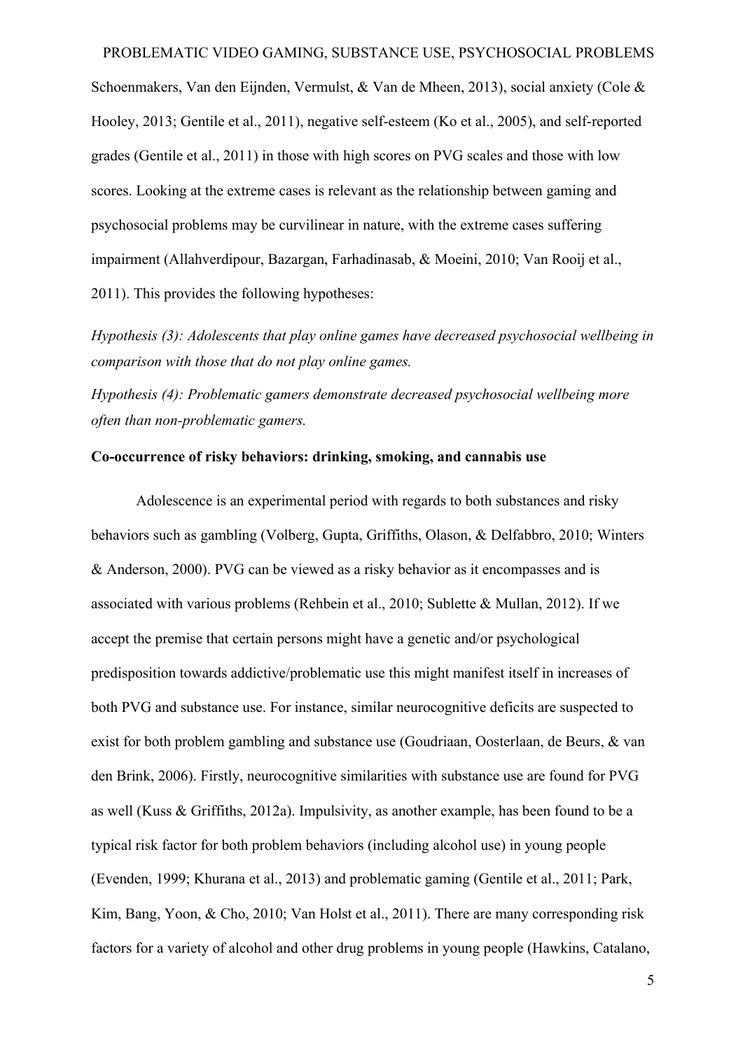Schoenmakers, Van den Eijnden, Vermulst, & Van de Mheen, 2013), social anxiety (Cole & Hooley, 2013; Gentile et al., 2011), negative self-esteem (Ko et al., 2005), and self-reported grades (Gentile et al., 2011) in those with high scores on PVG scales and those with low scores. Looking at the extreme cases is relevant as the relationship between gaming and psychosocial problems may be curvilinear in nature, with the extreme cases suffering impairment (Allahverdipour, Bazargan, Farhadinasab, & Moeini, 2010; Van Rooij et al., 2011). This provides the following hypotheses:

*Hypothesis (3): Adolescents that play online games have decreased psychosocial wellbeing in comparison with those that do not play online games.*

*Hypothesis (4): Problematic gamers demonstrate decreased psychosocial wellbeing more often than non-problematic gamers.*

**Co-occurrence of risky behaviors: drinking, smoking, and cannabis use**

Adolescence is an experimental period with regards to both substances and risky behaviors such as gambling (Volberg, Gupta, Griffiths, Olason, & Delfabbro, 2010; Winters & Anderson, 2000). PVG can be viewed as a risky behavior as it encompasses and is associated with various problems (Rehbein et al., 2010; Sublette & Mullan, 2012). If we accept the premise that certain persons might have a genetic and/or psychological predisposition towards addictive/problematic use this might manifest itself in increases of both PVG and substance use. For instance, similar neurocognitive deficits are suspected to exist for both problem gambling and substance use (Goudriaan, Oosterlaan, de Beurs, & van den Brink, 2006). Firstly, neurocognitive similarities with substance use are found for PVG as well (Kuss & Griffiths, 2012a). Impulsivity, as another example, has been found to be a typical risk factor for both problem behaviors (including alcohol use) in young people (Evenden, 1999; Khurana et al., 2013) and problematic gaming (Gentile et al., 2011; Park, Kim, Bang, Yoon, & Cho, 2010; Van Holst et al., 2011). There are many corresponding risk factors for a variety of alcohol and other drug problems in young people (Hawkins, Catalano,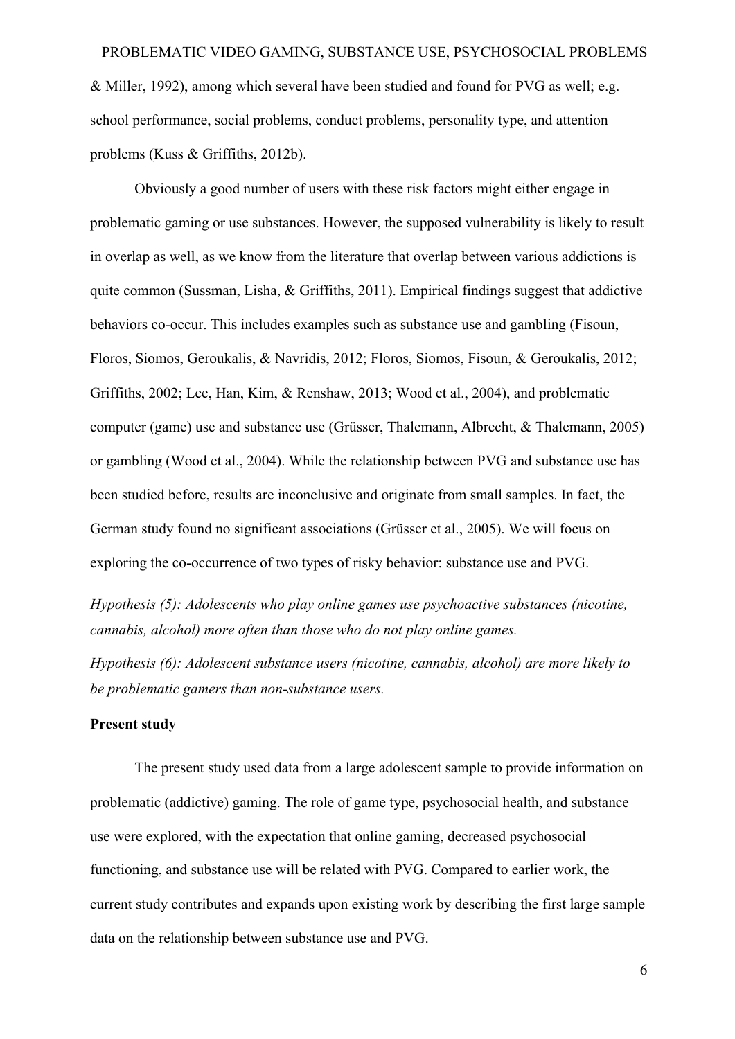& Miller, 1992), among which several have been studied and found for PVG as well; e.g. school performance, social problems, conduct problems, personality type, and attention problems (Kuss & Griffiths, 2012b).

Obviously a good number of users with these risk factors might either engage in problematic gaming or use substances. However, the supposed vulnerability is likely to result in overlap as well, as we know from the literature that overlap between various addictions is quite common (Sussman, Lisha, & Griffiths, 2011). Empirical findings suggest that addictive behaviors co-occur. This includes examples such as substance use and gambling (Fisoun, Floros, Siomos, Geroukalis, & Navridis, 2012; Floros, Siomos, Fisoun, & Geroukalis, 2012; Griffiths, 2002; Lee, Han, Kim, & Renshaw, 2013; Wood et al., 2004), and problematic computer (game) use and substance use (Grüsser, Thalemann, Albrecht, & Thalemann, 2005) or gambling (Wood et al., 2004). While the relationship between PVG and substance use has been studied before, results are inconclusive and originate from small samples. In fact, the German study found no significant associations (Grüsser et al., 2005). We will focus on exploring the co-occurrence of two types of risky behavior: substance use and PVG.

*Hypothesis (5): Adolescents who play online games use psychoactive substances (nicotine, cannabis, alcohol) more often than those who do not play online games.*

*Hypothesis (6): Adolescent substance users (nicotine, cannabis, alcohol) are more likely to be problematic gamers than non-substance users.*

**Present study**

The present study used data from a large adolescent sample to provide information on problematic (addictive) gaming. The role of game type, psychosocial health, and substance use were explored, with the expectation that online gaming, decreased psychosocial functioning, and substance use will be related with PVG. Compared to earlier work, the current study contributes and expands upon existing work by describing the first large sample data on the relationship between substance use and PVG.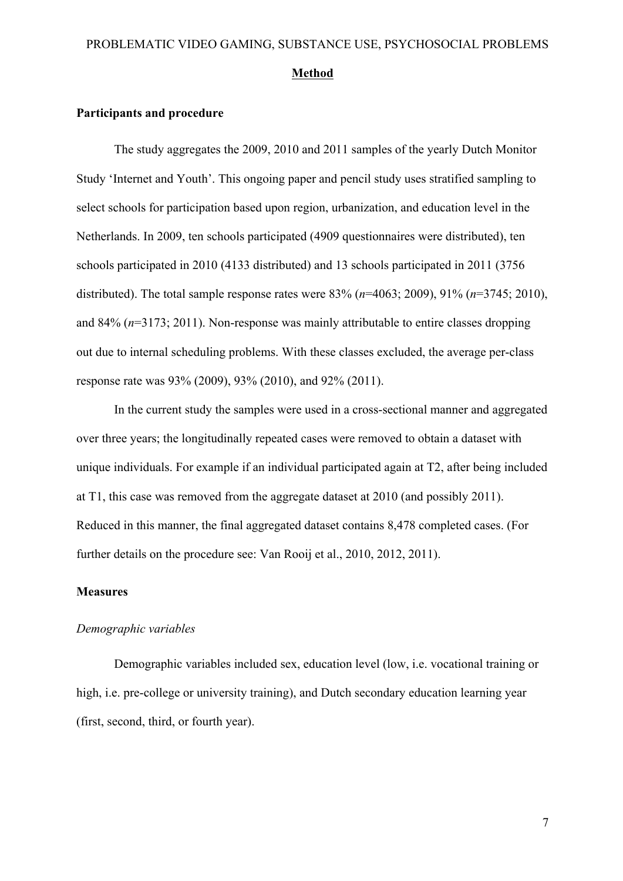## Method

### Participants and procedure

The study aggregates the 2009, 2010 and 2011 samples of the yearly Dutch Monitor Study 'Internet and Youth'. This ongoing paper and pencil study uses stratified sampling to select schools for participation based upon region, urbanization, and education level in the Netherlands. In 2009, ten schools participated (4909 questionnaires were distributed), ten schools participated in 2010 (4133 distributed) and 13 schools participated in 2011 (3756 distributed). The total sample response rates were 83% ($n$=4063; 2009), 91% ($n$=3745; 2010), and 84% ($n$=3173; 2011). Non-response was mainly attributable to entire classes dropping out due to internal scheduling problems. With these classes excluded, the average per-class response rate was 93% (2009), 93% (2010), and 92% (2011).

In the current study the samples were used in a cross-sectional manner and aggregated over three years; the longitudinally repeated cases were removed to obtain a dataset with unique individuals. For example if an individual participated again at T2, after being included at T1, this case was removed from the aggregate dataset at 2010 (and possibly 2011). Reduced in this manner, the final aggregated dataset contains 8,478 completed cases. (For further details on the procedure see: Van Rooij et al., 2010, 2012, 2011).

### Measures

*Demographic variables*

Demographic variables included sex, education level (low, i.e. vocational training or high, i.e. pre-college or university training), and Dutch secondary education learning year (first, second, third, or fourth year).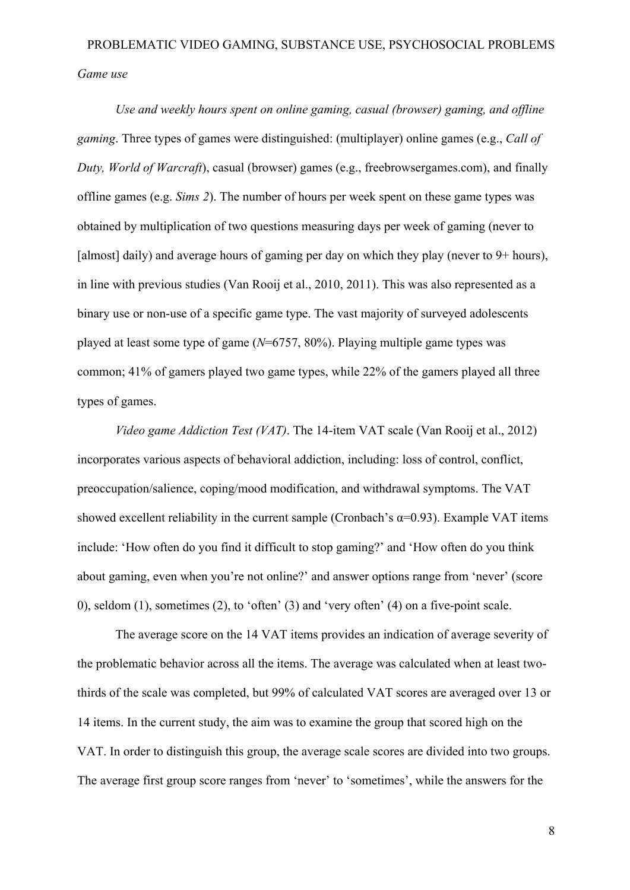*Game use*

*Use and weekly hours spent on online gaming, casual (browser) gaming, and offline gaming*. Three types of games were distinguished: (multiplayer) online games (e.g., *Call of Duty, World of Warcraft*), casual (browser) games (e.g., freebrowsergames.com), and finally offline games (e.g. *Sims 2*). The number of hours per week spent on these game types was obtained by multiplication of two questions measuring days per week of gaming (never to [almost] daily) and average hours of gaming per day on which they play (never to 9+ hours), in line with previous studies (Van Rooij et al., 2010, 2011). This was also represented as a binary use or non-use of a specific game type. The vast majority of surveyed adolescents played at least some type of game ($N$=6757, 80%). Playing multiple game types was common; 41% of gamers played two game types, while 22% of the gamers played all three types of games.

*Video game Addiction Test (VAT)*. The 14-item VAT scale (Van Rooij et al., 2012) incorporates various aspects of behavioral addiction, including: loss of control, conflict, preoccupation/salience, coping/mood modification, and withdrawal symptoms. The VAT showed excellent reliability in the current sample (Cronbach's $\alpha$=0.93). Example VAT items include: 'How often do you find it difficult to stop gaming?' and 'How often do you think about gaming, even when you're not online?' and answer options range from 'never' (score 0), seldom (1), sometimes (2), to 'often' (3) and 'very often' (4) on a five-point scale.

The average score on the 14 VAT items provides an indication of average severity of the problematic behavior across all the items. The average was calculated when at least two-thirds of the scale was completed, but 99% of calculated VAT scores are averaged over 13 or 14 items. In the current study, the aim was to examine the group that scored high on the VAT. In order to distinguish this group, the average scale scores are divided into two groups. The average first group score ranges from 'never' to 'sometimes', while the answers for the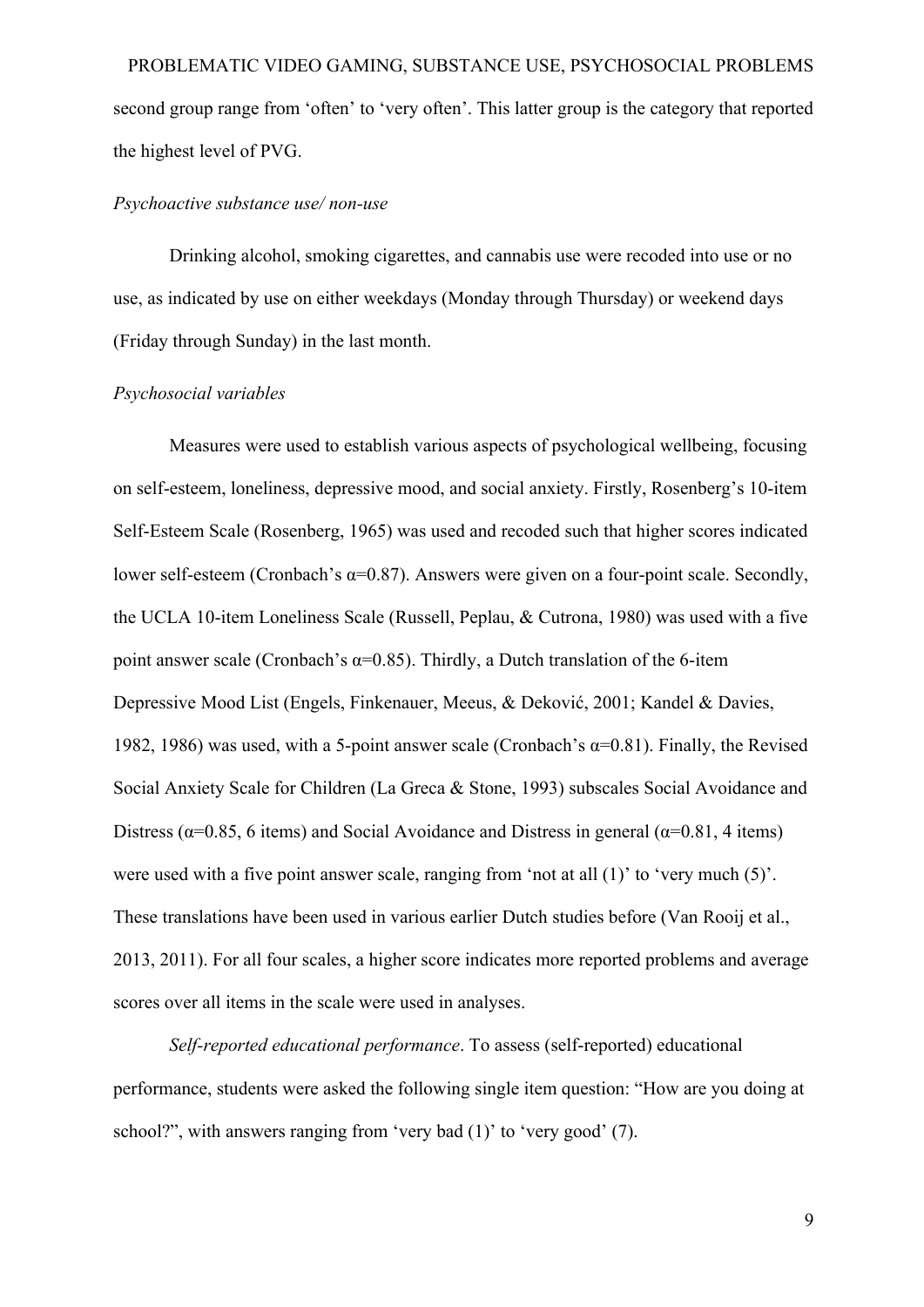second group range from 'often' to 'very often'. This latter group is the category that reported the highest level of PVG.

*Psychoactive substance use/ non-use*

Drinking alcohol, smoking cigarettes, and cannabis use were recoded into use or no use, as indicated by use on either weekdays (Monday through Thursday) or weekend days (Friday through Sunday) in the last month.

*Psychosocial variables*

Measures were used to establish various aspects of psychological wellbeing, focusing on self-esteem, loneliness, depressive mood, and social anxiety. Firstly, Rosenberg's 10-item Self-Esteem Scale (Rosenberg, 1965) was used and recoded such that higher scores indicated lower self-esteem (Cronbach's $\alpha$=0.87). Answers were given on a four-point scale. Secondly, the UCLA 10-item Loneliness Scale (Russell, Peplau, & Cutrona, 1980) was used with a five point answer scale (Cronbach's $\alpha$=0.85). Thirdly, a Dutch translation of the 6-item Depressive Mood List (Engels, Finkenauer, Meeus, & Deković, 2001; Kandel & Davies, 1982, 1986) was used, with a 5-point answer scale (Cronbach's $\alpha$=0.81). Finally, the Revised Social Anxiety Scale for Children (La Greca & Stone, 1993) subscales Social Avoidance and Distress ($\alpha$=0.85, 6 items) and Social Avoidance and Distress in general ($\alpha$=0.81, 4 items) were used with a five point answer scale, ranging from 'not at all (1)' to 'very much (5)'. These translations have been used in various earlier Dutch studies before (Van Rooij et al., 2013, 2011). For all four scales, a higher score indicates more reported problems and average scores over all items in the scale were used in analyses.

*Self-reported educational performance*. To assess (self-reported) educational performance, students were asked the following single item question: "How are you doing at school?", with answers ranging from 'very bad (1)' to 'very good' (7).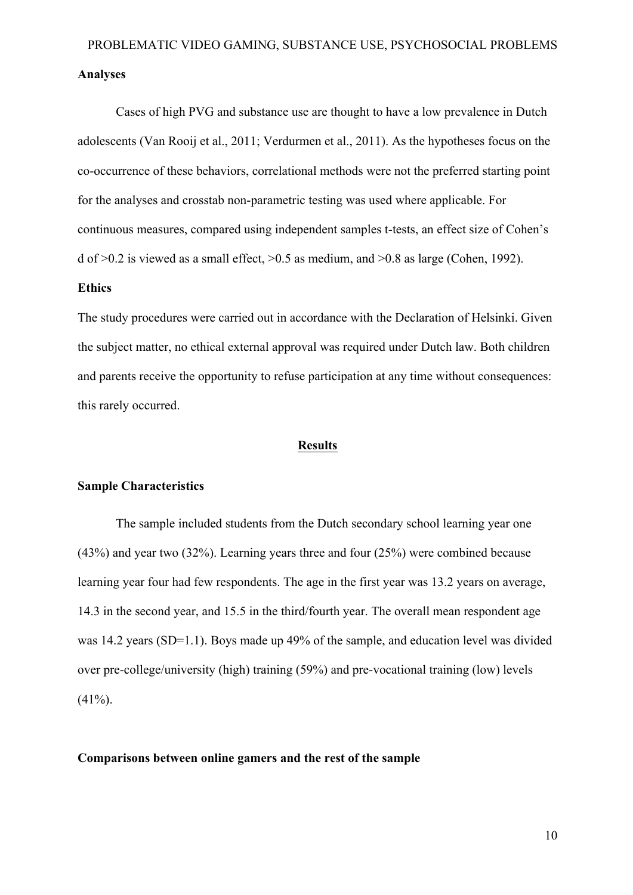### Analyses

Cases of high PVG and substance use are thought to have a low prevalence in Dutch adolescents (Van Rooij et al., 2011; Verdurmen et al., 2011). As the hypotheses focus on the co-occurrence of these behaviors, correlational methods were not the preferred starting point for the analyses and crosstab non-parametric testing was used where applicable. For continuous measures, compared using independent samples t-tests, an effect size of Cohen's d of >0.2 is viewed as a small effect, >0.5 as medium, and >0.8 as large (Cohen, 1992).

### Ethics

The study procedures were carried out in accordance with the Declaration of Helsinki. Given the subject matter, no ethical external approval was required under Dutch law. Both children and parents receive the opportunity to refuse participation at any time without consequences: this rarely occurred.

## Results

### Sample Characteristics

The sample included students from the Dutch secondary school learning year one (43%) and year two (32%). Learning years three and four (25%) were combined because learning year four had few respondents. The age in the first year was 13.2 years on average, 14.3 in the second year, and 15.5 in the third/fourth year. The overall mean respondent age was 14.2 years (SD=1.1). Boys made up 49% of the sample, and education level was divided over pre-college/university (high) training (59%) and pre-vocational training (low) levels (41%).

### Comparisons between online gamers and the rest of the sample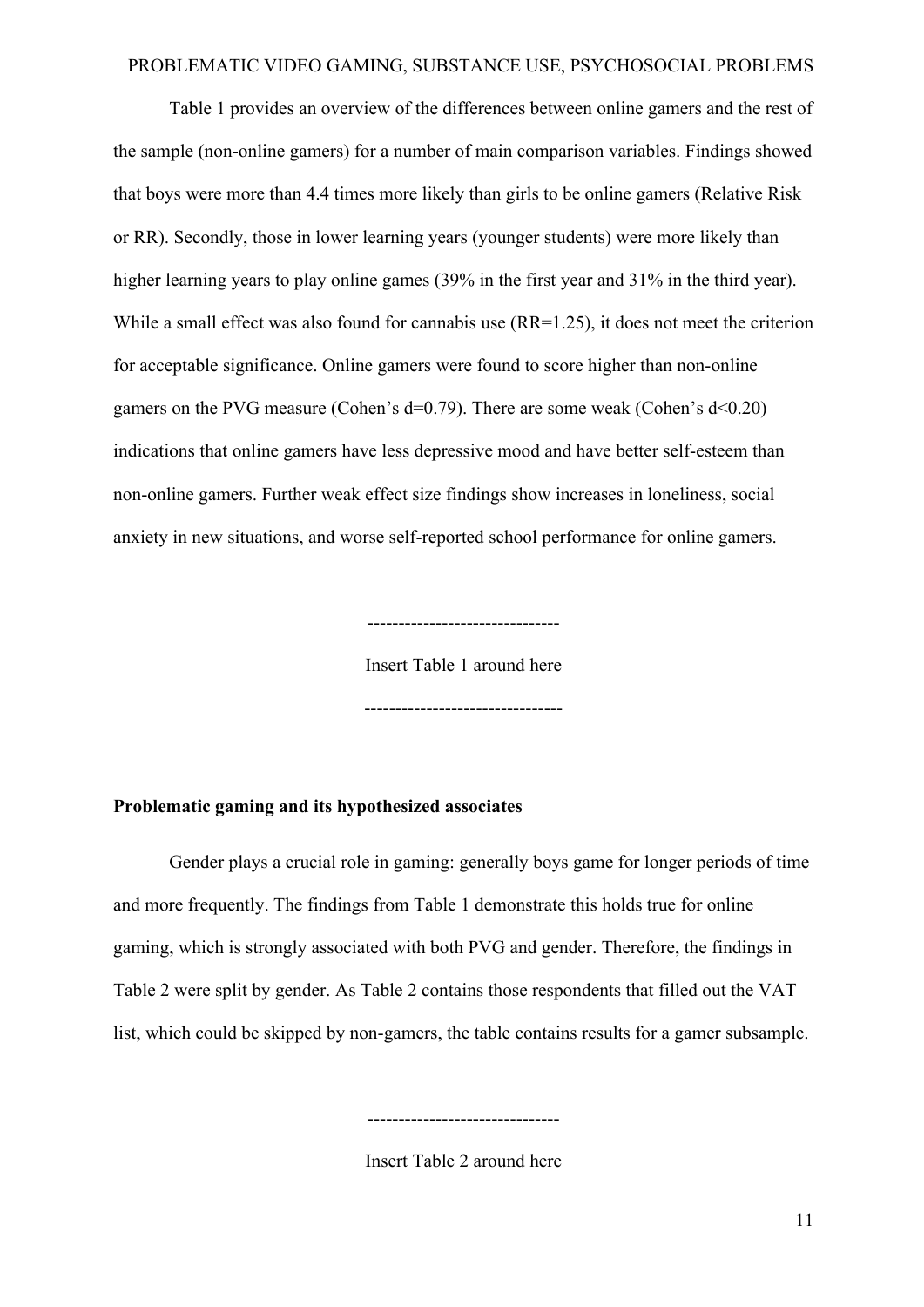Table 1 provides an overview of the differences between online gamers and the rest of the sample (non-online gamers) for a number of main comparison variables. Findings showed that boys were more than 4.4 times more likely than girls to be online gamers (Relative Risk or RR). Secondly, those in lower learning years (younger students) were more likely than higher learning years to play online games (39% in the first year and 31% in the third year). While a small effect was also found for cannabis use (RR=1.25), it does not meet the criterion for acceptable significance. Online gamers were found to score higher than non-online gamers on the PVG measure (Cohen's d=0.79). There are some weak (Cohen's d<0.20) indications that online gamers have less depressive mood and have better self-esteem than non-online gamers. Further weak effect size findings show increases in loneliness, social anxiety in new situations, and worse self-reported school performance for online gamers.

-------------------------------

Insert Table 1 around here

--------------------------------

**Problematic gaming and its hypothesized associates**

Gender plays a crucial role in gaming: generally boys game for longer periods of time and more frequently. The findings from Table 1 demonstrate this holds true for online gaming, which is strongly associated with both PVG and gender. Therefore, the findings in Table 2 were split by gender. As Table 2 contains those respondents that filled out the VAT list, which could be skipped by non-gamers, the table contains results for a gamer subsample.

-------------------------------

Insert Table 2 around here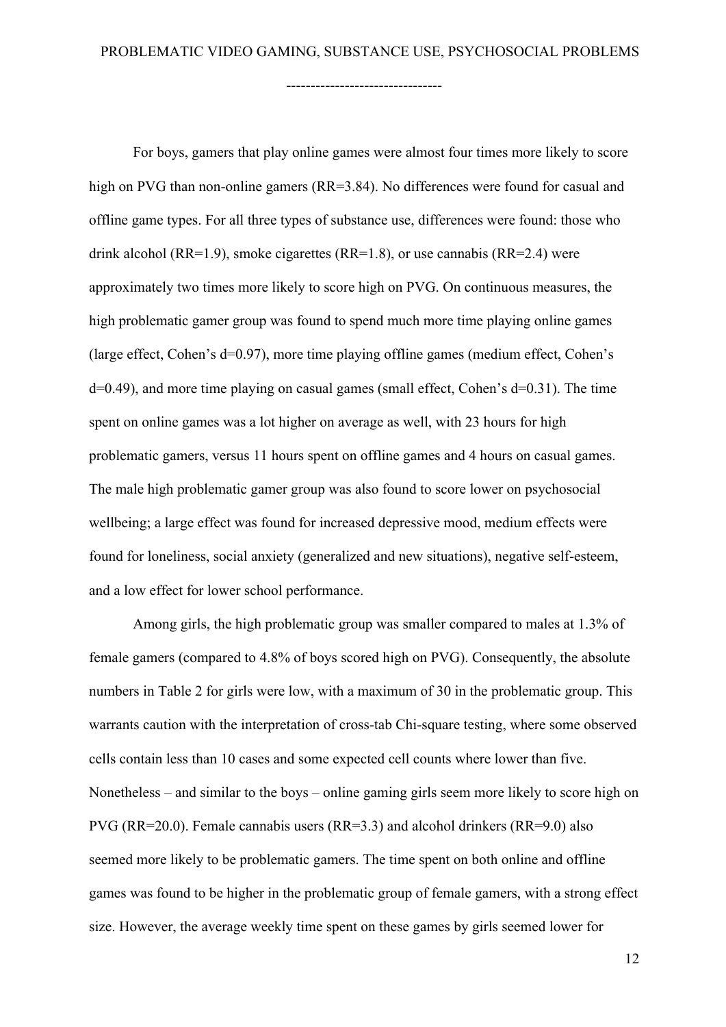For boys, gamers that play online games were almost four times more likely to score high on PVG than non-online gamers (RR=3.84). No differences were found for casual and offline game types. For all three types of substance use, differences were found: those who drink alcohol (RR=1.9), smoke cigarettes (RR=1.8), or use cannabis (RR=2.4) were approximately two times more likely to score high on PVG. On continuous measures, the high problematic gamer group was found to spend much more time playing online games (large effect, Cohen's d=0.97), more time playing offline games (medium effect, Cohen's d=0.49), and more time playing on casual games (small effect, Cohen's d=0.31). The time spent on online games was a lot higher on average as well, with 23 hours for high problematic gamers, versus 11 hours spent on offline games and 4 hours on casual games. The male high problematic gamer group was also found to score lower on psychosocial wellbeing; a large effect was found for increased depressive mood, medium effects were found for loneliness, social anxiety (generalized and new situations), negative self-esteem, and a low effect for lower school performance.

Among girls, the high problematic group was smaller compared to males at 1.3% of female gamers (compared to 4.8% of boys scored high on PVG). Consequently, the absolute numbers in Table 2 for girls were low, with a maximum of 30 in the problematic group. This warrants caution with the interpretation of cross-tab Chi-square testing, where some observed cells contain less than 10 cases and some expected cell counts where lower than five. Nonetheless – and similar to the boys – online gaming girls seem more likely to score high on PVG (RR=20.0). Female cannabis users (RR=3.3) and alcohol drinkers (RR=9.0) also seemed more likely to be problematic gamers. The time spent on both online and offline games was found to be higher in the problematic group of female gamers, with a strong effect size. However, the average weekly time spent on these games by girls seemed lower for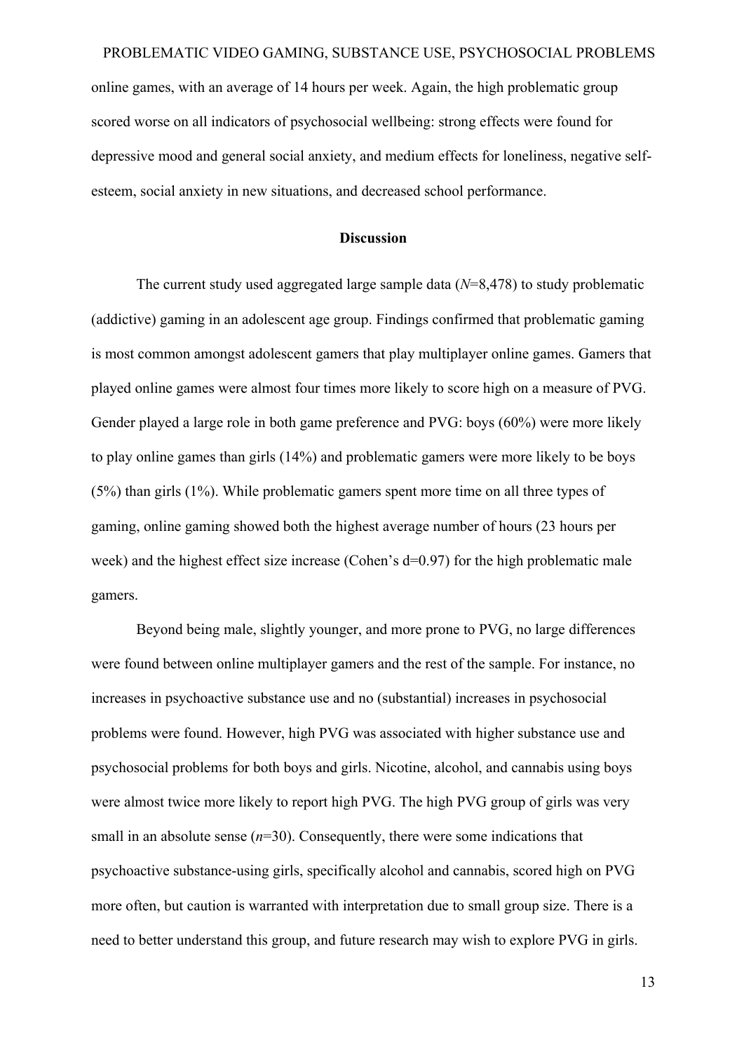online games, with an average of 14 hours per week. Again, the high problematic group scored worse on all indicators of psychosocial wellbeing: strong effects were found for depressive mood and general social anxiety, and medium effects for loneliness, negative self-esteem, social anxiety in new situations, and decreased school performance.

## Discussion

The current study used aggregated large sample data (*N*=8,478) to study problematic (addictive) gaming in an adolescent age group. Findings confirmed that problematic gaming is most common amongst adolescent gamers that play multiplayer online games. Gamers that played online games were almost four times more likely to score high on a measure of PVG. Gender played a large role in both game preference and PVG: boys (60%) were more likely to play online games than girls (14%) and problematic gamers were more likely to be boys (5%) than girls (1%). While problematic gamers spent more time on all three types of gaming, online gaming showed both the highest average number of hours (23 hours per week) and the highest effect size increase (Cohen's d=0.97) for the high problematic male gamers.

Beyond being male, slightly younger, and more prone to PVG, no large differences were found between online multiplayer gamers and the rest of the sample. For instance, no increases in psychoactive substance use and no (substantial) increases in psychosocial problems were found. However, high PVG was associated with higher substance use and psychosocial problems for both boys and girls. Nicotine, alcohol, and cannabis using boys were almost twice more likely to report high PVG. The high PVG group of girls was very small in an absolute sense (*n*=30). Consequently, there were some indications that psychoactive substance-using girls, specifically alcohol and cannabis, scored high on PVG more often, but caution is warranted with interpretation due to small group size. There is a need to better understand this group, and future research may wish to explore PVG in girls.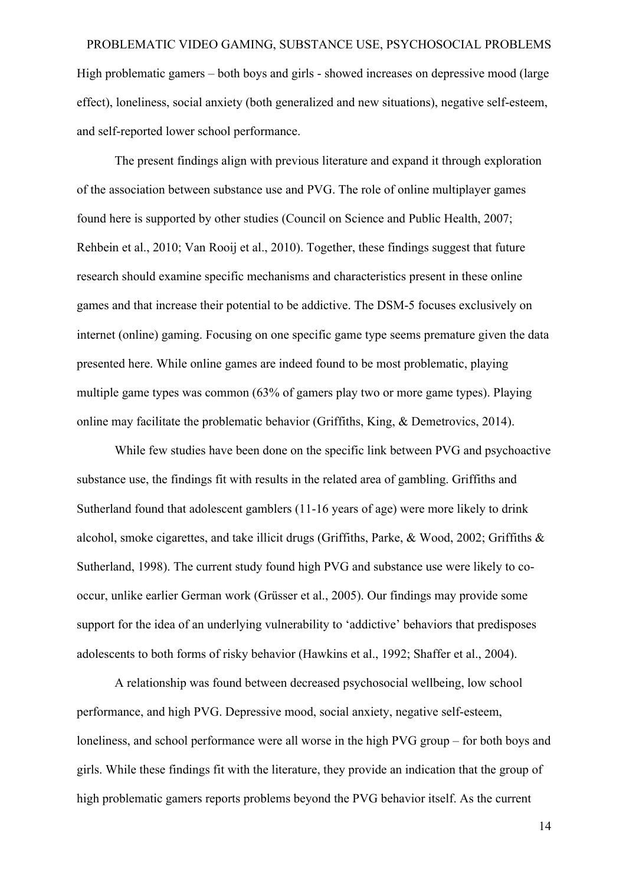High problematic gamers – both boys and girls - showed increases on depressive mood (large effect), loneliness, social anxiety (both generalized and new situations), negative self-esteem, and self-reported lower school performance.

The present findings align with previous literature and expand it through exploration of the association between substance use and PVG. The role of online multiplayer games found here is supported by other studies (Council on Science and Public Health, 2007; Rehbein et al., 2010; Van Rooij et al., 2010). Together, these findings suggest that future research should examine specific mechanisms and characteristics present in these online games and that increase their potential to be addictive. The DSM-5 focuses exclusively on internet (online) gaming. Focusing on one specific game type seems premature given the data presented here. While online games are indeed found to be most problematic, playing multiple game types was common (63% of gamers play two or more game types). Playing online may facilitate the problematic behavior (Griffiths, King, & Demetrovics, 2014).

While few studies have been done on the specific link between PVG and psychoactive substance use, the findings fit with results in the related area of gambling. Griffiths and Sutherland found that adolescent gamblers (11-16 years of age) were more likely to drink alcohol, smoke cigarettes, and take illicit drugs (Griffiths, Parke, & Wood, 2002; Griffiths & Sutherland, 1998). The current study found high PVG and substance use were likely to co-occur, unlike earlier German work (Grüsser et al., 2005). Our findings may provide some support for the idea of an underlying vulnerability to 'addictive' behaviors that predisposes adolescents to both forms of risky behavior (Hawkins et al., 1992; Shaffer et al., 2004).

A relationship was found between decreased psychosocial wellbeing, low school performance, and high PVG. Depressive mood, social anxiety, negative self-esteem, loneliness, and school performance were all worse in the high PVG group – for both boys and girls. While these findings fit with the literature, they provide an indication that the group of high problematic gamers reports problems beyond the PVG behavior itself. As the current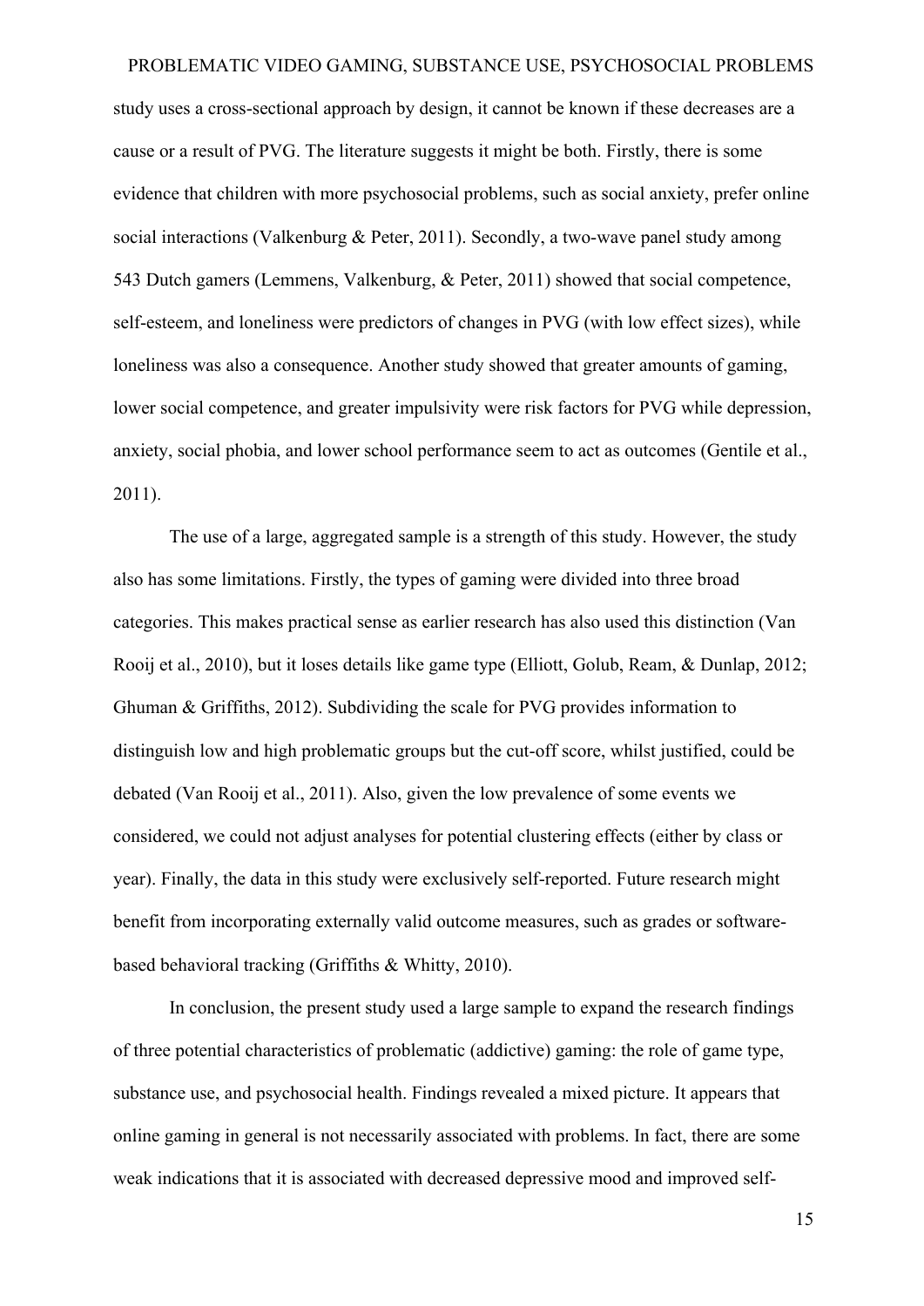study uses a cross-sectional approach by design, it cannot be known if these decreases are a cause or a result of PVG. The literature suggests it might be both. Firstly, there is some evidence that children with more psychosocial problems, such as social anxiety, prefer online social interactions (Valkenburg & Peter, 2011). Secondly, a two-wave panel study among 543 Dutch gamers (Lemmens, Valkenburg, & Peter, 2011) showed that social competence, self-esteem, and loneliness were predictors of changes in PVG (with low effect sizes), while loneliness was also a consequence. Another study showed that greater amounts of gaming, lower social competence, and greater impulsivity were risk factors for PVG while depression, anxiety, social phobia, and lower school performance seem to act as outcomes (Gentile et al., 2011).

The use of a large, aggregated sample is a strength of this study. However, the study also has some limitations. Firstly, the types of gaming were divided into three broad categories. This makes practical sense as earlier research has also used this distinction (Van Rooij et al., 2010), but it loses details like game type (Elliott, Golub, Ream, & Dunlap, 2012; Ghuman & Griffiths, 2012). Subdividing the scale for PVG provides information to distinguish low and high problematic groups but the cut-off score, whilst justified, could be debated (Van Rooij et al., 2011). Also, given the low prevalence of some events we considered, we could not adjust analyses for potential clustering effects (either by class or year). Finally, the data in this study were exclusively self-reported. Future research might benefit from incorporating externally valid outcome measures, such as grades or software-based behavioral tracking (Griffiths & Whitty, 2010).

In conclusion, the present study used a large sample to expand the research findings of three potential characteristics of problematic (addictive) gaming: the role of game type, substance use, and psychosocial health. Findings revealed a mixed picture. It appears that online gaming in general is not necessarily associated with problems. In fact, there are some weak indications that it is associated with decreased depressive mood and improved self-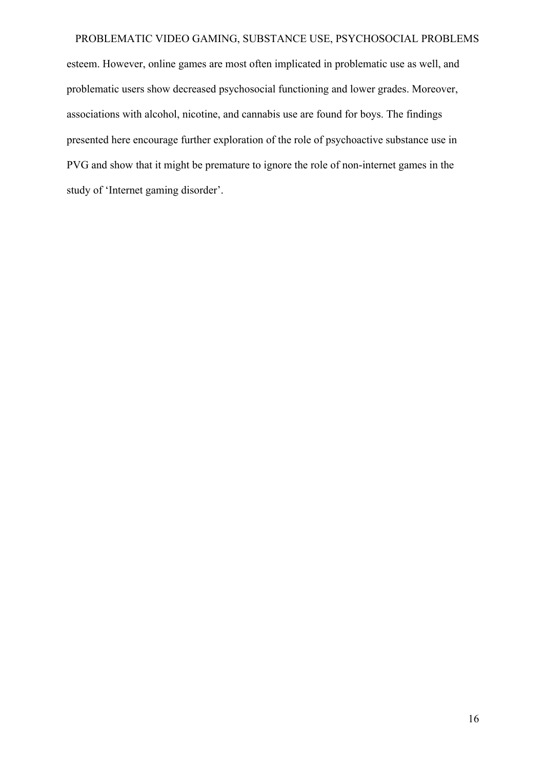esteem. However, online games are most often implicated in problematic use as well, and problematic users show decreased psychosocial functioning and lower grades. Moreover, associations with alcohol, nicotine, and cannabis use are found for boys. The findings presented here encourage further exploration of the role of psychoactive substance use in PVG and show that it might be premature to ignore the role of non-internet games in the study of 'Internet gaming disorder'.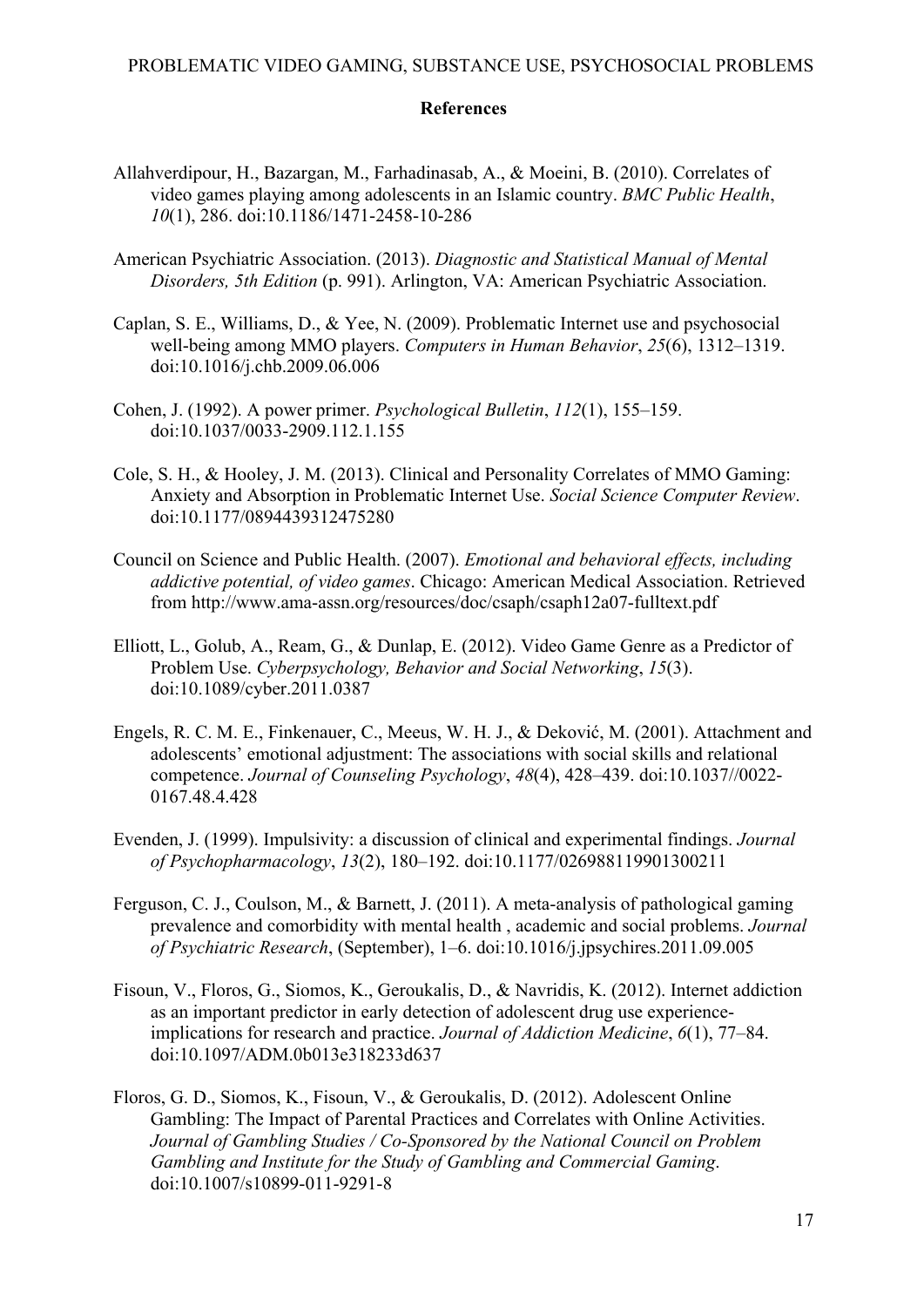## References

Allahverdipour, H., Bazargan, M., Farhadinasab, A., & Moeini, B. (2010). Correlates of video games playing among adolescents in an Islamic country. *BMC Public Health*, *10*(1), 286. doi:10.1186/1471-2458-10-286

American Psychiatric Association. (2013). *Diagnostic and Statistical Manual of Mental Disorders, 5th Edition* (p. 991). Arlington, VA: American Psychiatric Association.

Caplan, S. E., Williams, D., & Yee, N. (2009). Problematic Internet use and psychosocial well-being among MMO players. *Computers in Human Behavior*, *25*(6), 1312–1319. doi:10.1016/j.chb.2009.06.006

Cohen, J. (1992). A power primer. *Psychological Bulletin*, *112*(1), 155–159. doi:10.1037/0033-2909.112.1.155

Cole, S. H., & Hooley, J. M. (2013). Clinical and Personality Correlates of MMO Gaming: Anxiety and Absorption in Problematic Internet Use. *Social Science Computer Review*. doi:10.1177/0894439312475280

Council on Science and Public Health. (2007). *Emotional and behavioral effects, including addictive potential, of video games*. Chicago: American Medical Association. Retrieved from http://www.ama-assn.org/resources/doc/csaph/csaph12a07-fulltext.pdf

Elliott, L., Golub, A., Ream, G., & Dunlap, E. (2012). Video Game Genre as a Predictor of Problem Use. *Cyberpsychology, Behavior and Social Networking*, *15*(3). doi:10.1089/cyber.2011.0387

Engels, R. C. M. E., Finkenauer, C., Meeus, W. H. J., & Deković, M. (2001). Attachment and adolescents' emotional adjustment: The associations with social skills and relational competence. *Journal of Counseling Psychology*, *48*(4), 428–439. doi:10.1037//0022-0167.48.4.428

Evenden, J. (1999). Impulsivity: a discussion of clinical and experimental findings. *Journal of Psychopharmacology*, *13*(2), 180–192. doi:10.1177/026988119901300211

Ferguson, C. J., Coulson, M., & Barnett, J. (2011). A meta-analysis of pathological gaming prevalence and comorbidity with mental health , academic and social problems. *Journal of Psychiatric Research*, (September), 1–6. doi:10.1016/j.jpsychires.2011.09.005

Fisoun, V., Floros, G., Siomos, K., Geroukalis, D., & Navridis, K. (2012). Internet addiction as an important predictor in early detection of adolescent drug use experience-implications for research and practice. *Journal of Addiction Medicine*, *6*(1), 77–84. doi:10.1097/ADM.0b013e318233d637

Floros, G. D., Siomos, K., Fisoun, V., & Geroukalis, D. (2012). Adolescent Online Gambling: The Impact of Parental Practices and Correlates with Online Activities. *Journal of Gambling Studies / Co-Sponsored by the National Council on Problem Gambling and Institute for the Study of Gambling and Commercial Gaming*. doi:10.1007/s10899-011-9291-8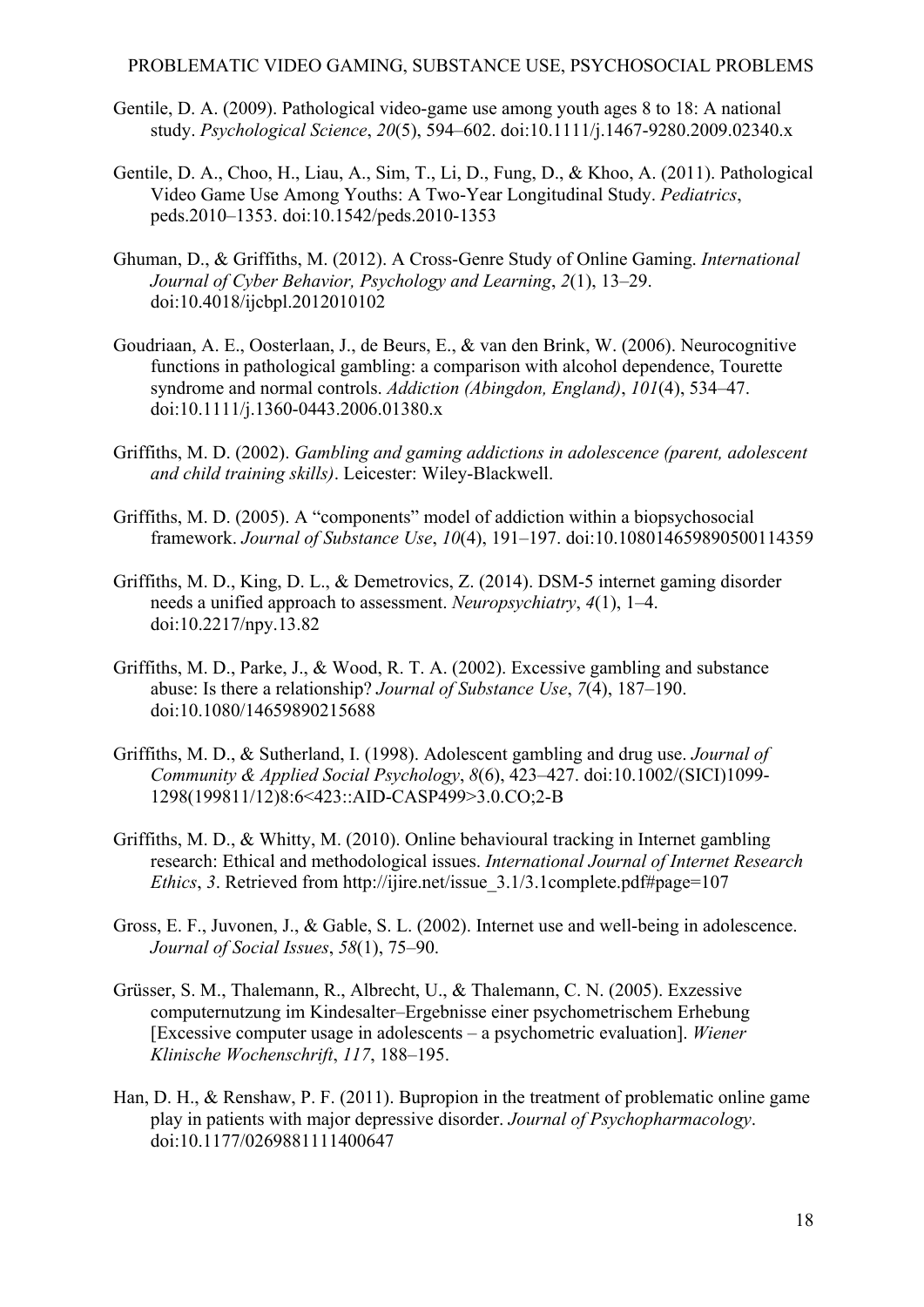Gentile, D. A. (2009). Pathological video-game use among youth ages 8 to 18: A national study. *Psychological Science*, *20*(5), 594–602. doi:10.1111/j.1467-9280.2009.02340.x

Gentile, D. A., Choo, H., Liau, A., Sim, T., Li, D., Fung, D., & Khoo, A. (2011). Pathological Video Game Use Among Youths: A Two-Year Longitudinal Study. *Pediatrics*, peds.2010–1353. doi:10.1542/peds.2010-1353

Ghuman, D., & Griffiths, M. (2012). A Cross-Genre Study of Online Gaming. *International Journal of Cyber Behavior, Psychology and Learning*, *2*(1), 13–29. doi:10.4018/ijcbpl.2012010102

Goudriaan, A. E., Oosterlaan, J., de Beurs, E., & van den Brink, W. (2006). Neurocognitive functions in pathological gambling: a comparison with alcohol dependence, Tourette syndrome and normal controls. *Addiction (Abingdon, England)*, *101*(4), 534–47. doi:10.1111/j.1360-0443.2006.01380.x

Griffiths, M. D. (2002). *Gambling and gaming addictions in adolescence (parent, adolescent and child training skills)*. Leicester: Wiley-Blackwell.

Griffiths, M. D. (2005). A "components" model of addiction within a biopsychosocial framework. *Journal of Substance Use*, *10*(4), 191–197. doi:10.108014659890500114359

Griffiths, M. D., King, D. L., & Demetrovics, Z. (2014). DSM-5 internet gaming disorder needs a unified approach to assessment. *Neuropsychiatry*, *4*(1), 1–4. doi:10.2217/npy.13.82

Griffiths, M. D., Parke, J., & Wood, R. T. A. (2002). Excessive gambling and substance abuse: Is there a relationship? *Journal of Substance Use*, *7*(4), 187–190. doi:10.1080/14659890215688

Griffiths, M. D., & Sutherland, I. (1998). Adolescent gambling and drug use. *Journal of Community & Applied Social Psychology*, *8*(6), 423–427. doi:10.1002/(SICI)1099-1298(199811/12)8:6<423::AID-CASP499>3.0.CO;2-B

Griffiths, M. D., & Whitty, M. (2010). Online behavioural tracking in Internet gambling research: Ethical and methodological issues. *International Journal of Internet Research Ethics*, *3*. Retrieved from http://ijire.net/issue_3.1/3.1complete.pdf#page=107

Gross, E. F., Juvonen, J., & Gable, S. L. (2002). Internet use and well-being in adolescence. *Journal of Social Issues*, *58*(1), 75–90.

Grüsser, S. M., Thalemann, R., Albrecht, U., & Thalemann, C. N. (2005). Exzessive computernutzung im Kindesalter–Ergebnisse einer psychometrischem Erhebung [Excessive computer usage in adolescents – a psychometric evaluation]. *Wiener Klinische Wochenschrift*, *117*, 188–195.

Han, D. H., & Renshaw, P. F. (2011). Bupropion in the treatment of problematic online game play in patients with major depressive disorder. *Journal of Psychopharmacology*. doi:10.1177/0269881111400647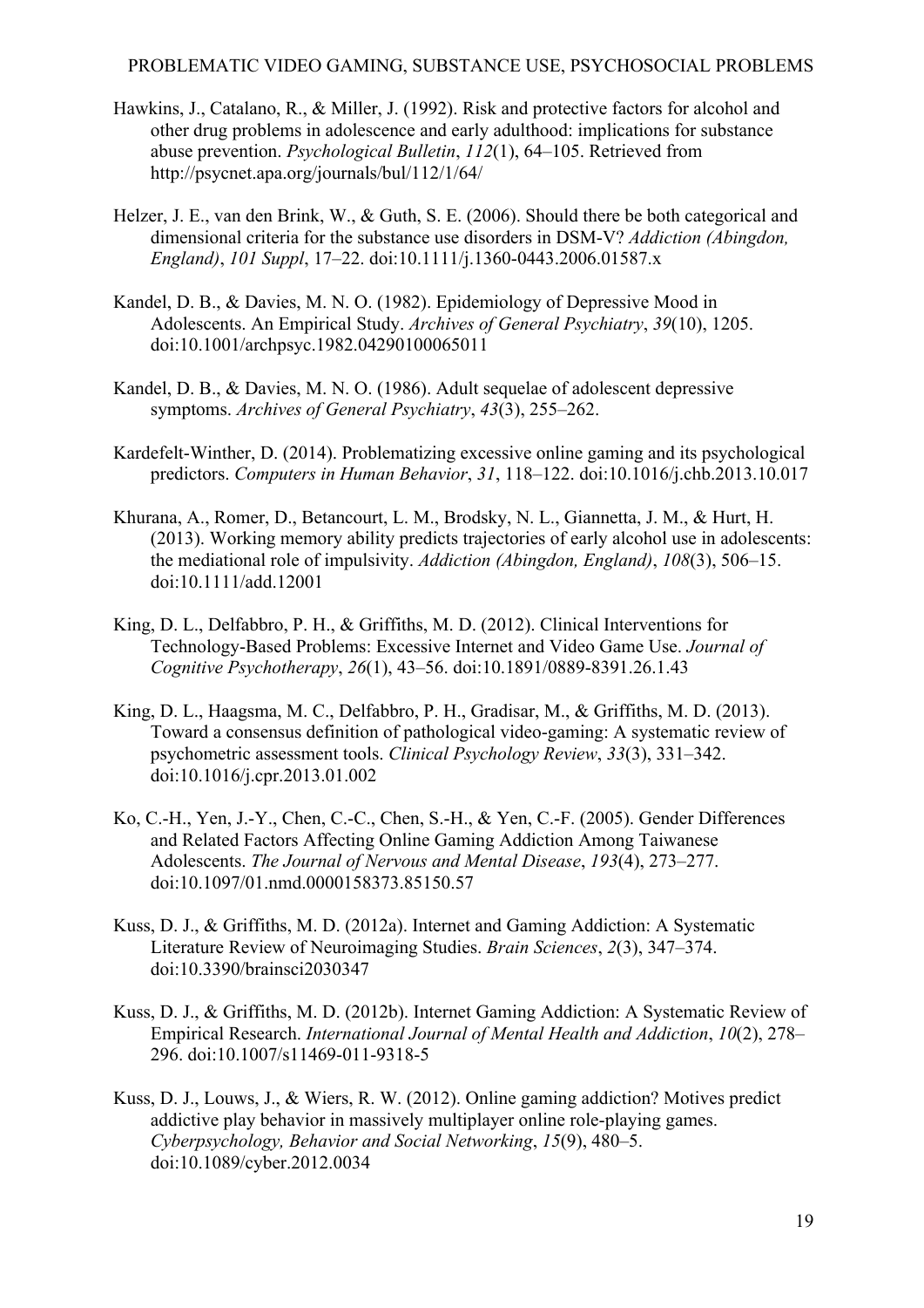Hawkins, J., Catalano, R., & Miller, J. (1992). Risk and protective factors for alcohol and other drug problems in adolescence and early adulthood: implications for substance abuse prevention. *Psychological Bulletin*, *112*(1), 64–105. Retrieved from http://psycnet.apa.org/journals/bul/112/1/64/

Helzer, J. E., van den Brink, W., & Guth, S. E. (2006). Should there be both categorical and dimensional criteria for the substance use disorders in DSM-V? *Addiction (Abingdon, England)*, *101 Suppl*, 17–22. doi:10.1111/j.1360-0443.2006.01587.x

Kandel, D. B., & Davies, M. N. O. (1982). Epidemiology of Depressive Mood in Adolescents. An Empirical Study. *Archives of General Psychiatry*, *39*(10), 1205. doi:10.1001/archpsyc.1982.04290100065011

Kandel, D. B., & Davies, M. N. O. (1986). Adult sequelae of adolescent depressive symptoms. *Archives of General Psychiatry*, *43*(3), 255–262.

Kardefelt-Winther, D. (2014). Problematizing excessive online gaming and its psychological predictors. *Computers in Human Behavior*, *31*, 118–122. doi:10.1016/j.chb.2013.10.017

Khurana, A., Romer, D., Betancourt, L. M., Brodsky, N. L., Giannetta, J. M., & Hurt, H. (2013). Working memory ability predicts trajectories of early alcohol use in adolescents: the mediational role of impulsivity. *Addiction (Abingdon, England)*, *108*(3), 506–15. doi:10.1111/add.12001

King, D. L., Delfabbro, P. H., & Griffiths, M. D. (2012). Clinical Interventions for Technology-Based Problems: Excessive Internet and Video Game Use. *Journal of Cognitive Psychotherapy*, *26*(1), 43–56. doi:10.1891/0889-8391.26.1.43

King, D. L., Haagsma, M. C., Delfabbro, P. H., Gradisar, M., & Griffiths, M. D. (2013). Toward a consensus definition of pathological video-gaming: A systematic review of psychometric assessment tools. *Clinical Psychology Review*, *33*(3), 331–342. doi:10.1016/j.cpr.2013.01.002

Ko, C.-H., Yen, J.-Y., Chen, C.-C., Chen, S.-H., & Yen, C.-F. (2005). Gender Differences and Related Factors Affecting Online Gaming Addiction Among Taiwanese Adolescents. *The Journal of Nervous and Mental Disease*, *193*(4), 273–277. doi:10.1097/01.nmd.0000158373.85150.57

Kuss, D. J., & Griffiths, M. D. (2012a). Internet and Gaming Addiction: A Systematic Literature Review of Neuroimaging Studies. *Brain Sciences*, *2*(3), 347–374. doi:10.3390/brainsci2030347

Kuss, D. J., & Griffiths, M. D. (2012b). Internet Gaming Addiction: A Systematic Review of Empirical Research. *International Journal of Mental Health and Addiction*, *10*(2), 278–296. doi:10.1007/s11469-011-9318-5

Kuss, D. J., Louws, J., & Wiers, R. W. (2012). Online gaming addiction? Motives predict addictive play behavior in massively multiplayer online role-playing games. *Cyberpsychology, Behavior and Social Networking*, *15*(9), 480–5. doi:10.1089/cyber.2012.0034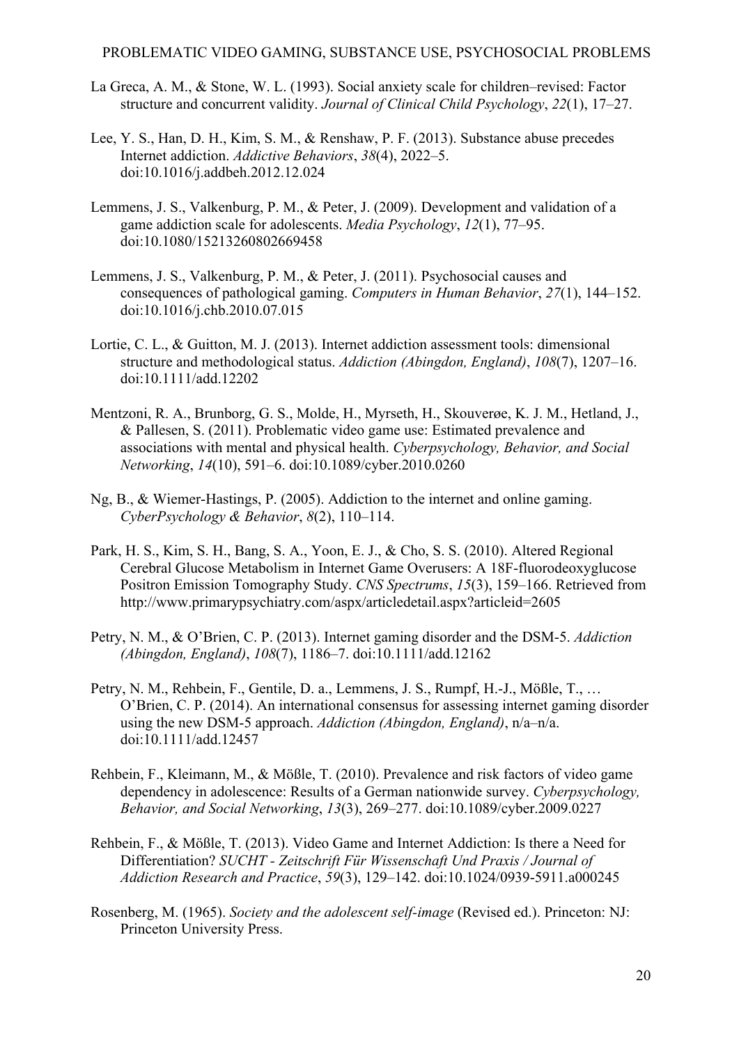La Greca, A. M., & Stone, W. L. (1993). Social anxiety scale for children–revised: Factor structure and concurrent validity. *Journal of Clinical Child Psychology*, *22*(1), 17–27.

Lee, Y. S., Han, D. H., Kim, S. M., & Renshaw, P. F. (2013). Substance abuse precedes Internet addiction. *Addictive Behaviors*, *38*(4), 2022–5. doi:10.1016/j.addbeh.2012.12.024

Lemmens, J. S., Valkenburg, P. M., & Peter, J. (2009). Development and validation of a game addiction scale for adolescents. *Media Psychology*, *12*(1), 77–95. doi:10.1080/15213260802669458

Lemmens, J. S., Valkenburg, P. M., & Peter, J. (2011). Psychosocial causes and consequences of pathological gaming. *Computers in Human Behavior*, *27*(1), 144–152. doi:10.1016/j.chb.2010.07.015

Lortie, C. L., & Guitton, M. J. (2013). Internet addiction assessment tools: dimensional structure and methodological status. *Addiction (Abingdon, England)*, *108*(7), 1207–16. doi:10.1111/add.12202

Mentzoni, R. A., Brunborg, G. S., Molde, H., Myrseth, H., Skouverøe, K. J. M., Hetland, J., & Pallesen, S. (2011). Problematic video game use: Estimated prevalence and associations with mental and physical health. *Cyberpsychology, Behavior, and Social Networking*, *14*(10), 591–6. doi:10.1089/cyber.2010.0260

Ng, B., & Wiemer-Hastings, P. (2005). Addiction to the internet and online gaming. *CyberPsychology & Behavior*, *8*(2), 110–114.

Park, H. S., Kim, S. H., Bang, S. A., Yoon, E. J., & Cho, S. S. (2010). Altered Regional Cerebral Glucose Metabolism in Internet Game Overusers: A 18F-fluorodeoxyglucose Positron Emission Tomography Study. *CNS Spectrums*, *15*(3), 159–166. Retrieved from http://www.primarypsychiatry.com/aspx/articledetail.aspx?articleid=2605

Petry, N. M., & O'Brien, C. P. (2013). Internet gaming disorder and the DSM-5. *Addiction (Abingdon, England)*, *108*(7), 1186–7. doi:10.1111/add.12162

Petry, N. M., Rehbein, F., Gentile, D. a., Lemmens, J. S., Rumpf, H.-J., Mößle, T., … O'Brien, C. P. (2014). An international consensus for assessing internet gaming disorder using the new DSM-5 approach. *Addiction (Abingdon, England)*, n/a–n/a. doi:10.1111/add.12457

Rehbein, F., Kleimann, M., & Mößle, T. (2010). Prevalence and risk factors of video game dependency in adolescence: Results of a German nationwide survey. *Cyberpsychology, Behavior, and Social Networking*, *13*(3), 269–277. doi:10.1089/cyber.2009.0227

Rehbein, F., & Mößle, T. (2013). Video Game and Internet Addiction: Is there a Need for Differentiation? *SUCHT - Zeitschrift Für Wissenschaft Und Praxis / Journal of Addiction Research and Practice*, *59*(3), 129–142. doi:10.1024/0939-5911.a000245

Rosenberg, M. (1965). *Society and the adolescent self-image* (Revised ed.). Princeton: NJ: Princeton University Press.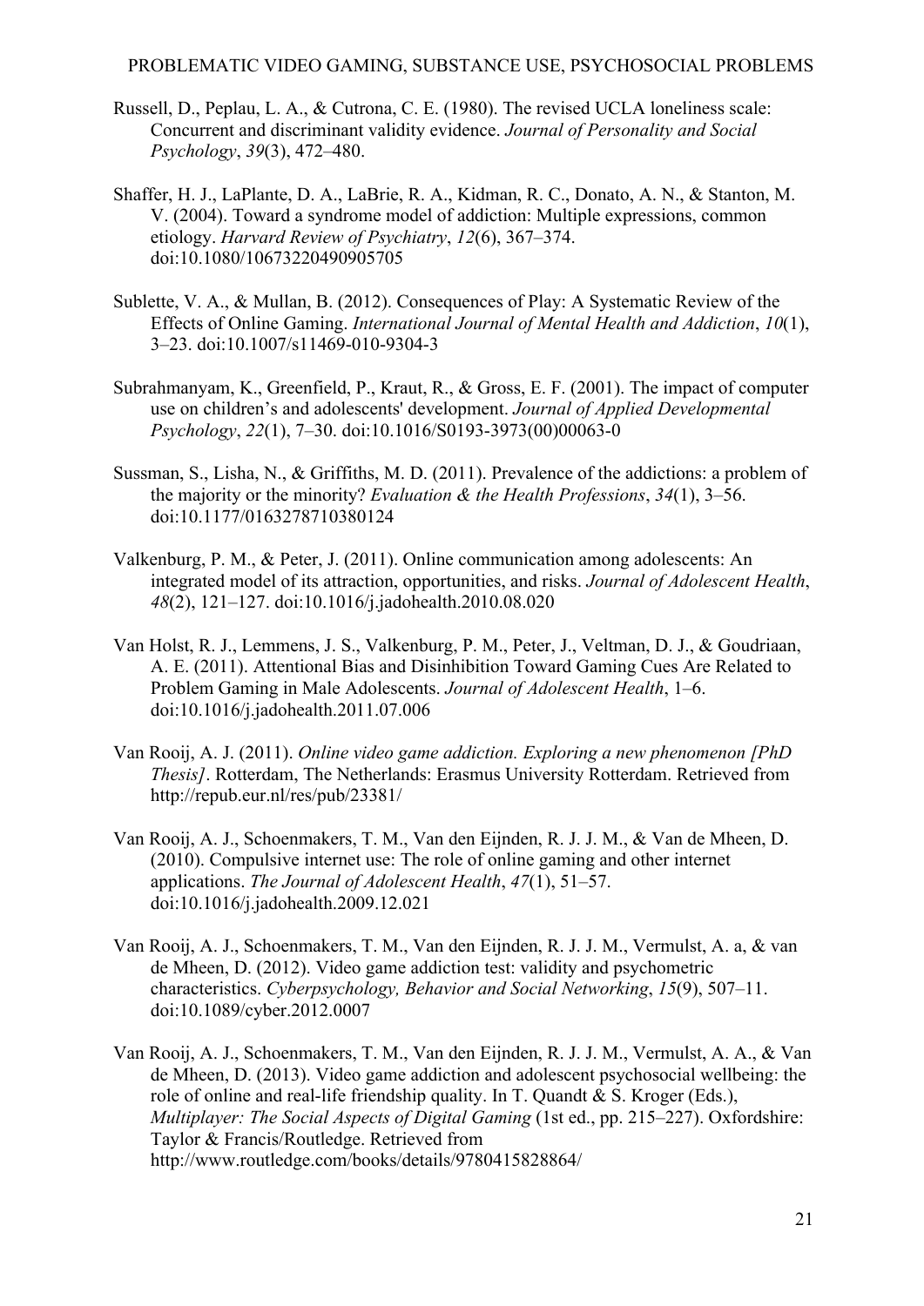Russell, D., Peplau, L. A., & Cutrona, C. E. (1980). The revised UCLA loneliness scale: Concurrent and discriminant validity evidence. *Journal of Personality and Social Psychology*, *39*(3), 472–480.

Shaffer, H. J., LaPlante, D. A., LaBrie, R. A., Kidman, R. C., Donato, A. N., & Stanton, M. V. (2004). Toward a syndrome model of addiction: Multiple expressions, common etiology. *Harvard Review of Psychiatry*, *12*(6), 367–374. doi:10.1080/10673220490905705

Sublette, V. A., & Mullan, B. (2012). Consequences of Play: A Systematic Review of the Effects of Online Gaming. *International Journal of Mental Health and Addiction*, *10*(1), 3–23. doi:10.1007/s11469-010-9304-3

Subrahmanyam, K., Greenfield, P., Kraut, R., & Gross, E. F. (2001). The impact of computer use on children's and adolescents' development. *Journal of Applied Developmental Psychology*, *22*(1), 7–30. doi:10.1016/S0193-3973(00)00063-0

Sussman, S., Lisha, N., & Griffiths, M. D. (2011). Prevalence of the addictions: a problem of the majority or the minority? *Evaluation & the Health Professions*, *34*(1), 3–56. doi:10.1177/0163278710380124

Valkenburg, P. M., & Peter, J. (2011). Online communication among adolescents: An integrated model of its attraction, opportunities, and risks. *Journal of Adolescent Health*, *48*(2), 121–127. doi:10.1016/j.jadohealth.2010.08.020

Van Holst, R. J., Lemmens, J. S., Valkenburg, P. M., Peter, J., Veltman, D. J., & Goudriaan, A. E. (2011). Attentional Bias and Disinhibition Toward Gaming Cues Are Related to Problem Gaming in Male Adolescents. *Journal of Adolescent Health*, 1–6. doi:10.1016/j.jadohealth.2011.07.006

Van Rooij, A. J. (2011). *Online video game addiction. Exploring a new phenomenon [PhD Thesis]*. Rotterdam, The Netherlands: Erasmus University Rotterdam. Retrieved from http://repub.eur.nl/res/pub/23381/

Van Rooij, A. J., Schoenmakers, T. M., Van den Eijnden, R. J. J. M., & Van de Mheen, D. (2010). Compulsive internet use: The role of online gaming and other internet applications. *The Journal of Adolescent Health*, *47*(1), 51–57. doi:10.1016/j.jadohealth.2009.12.021

Van Rooij, A. J., Schoenmakers, T. M., Van den Eijnden, R. J. J. M., Vermulst, A. a, & van de Mheen, D. (2012). Video game addiction test: validity and psychometric characteristics. *Cyberpsychology, Behavior and Social Networking*, *15*(9), 507–11. doi:10.1089/cyber.2012.0007

Van Rooij, A. J., Schoenmakers, T. M., Van den Eijnden, R. J. J. M., Vermulst, A. A., & Van de Mheen, D. (2013). Video game addiction and adolescent psychosocial wellbeing: the role of online and real-life friendship quality. In T. Quandt & S. Kroger (Eds.), *Multiplayer: The Social Aspects of Digital Gaming* (1st ed., pp. 215–227). Oxfordshire: Taylor & Francis/Routledge. Retrieved from http://www.routledge.com/books/details/9780415828864/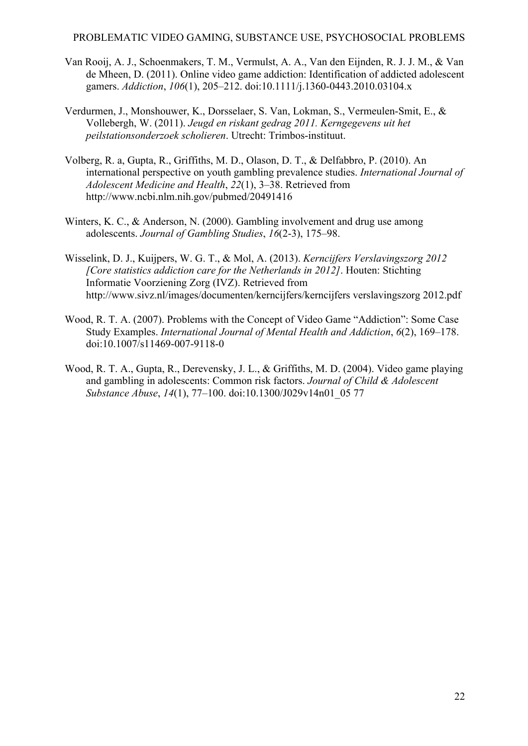Van Rooij, A. J., Schoenmakers, T. M., Vermulst, A. A., Van den Eijnden, R. J. J. M., & Van de Mheen, D. (2011). Online video game addiction: Identification of addicted adolescent gamers. *Addiction*, *106*(1), 205–212. doi:10.1111/j.1360-0443.2010.03104.x

Verdurmen, J., Monshouwer, K., Dorsselaer, S. Van, Lokman, S., Vermeulen-Smit, E., & Vollebergh, W. (2011). *Jeugd en riskant gedrag 2011. Kerngegevens uit het peilstationsonderzoek scholieren*. Utrecht: Trimbos-instituut.

Volberg, R. a, Gupta, R., Griffiths, M. D., Olason, D. T., & Delfabbro, P. (2010). An international perspective on youth gambling prevalence studies. *International Journal of Adolescent Medicine and Health*, *22*(1), 3–38. Retrieved from http://www.ncbi.nlm.nih.gov/pubmed/20491416

Winters, K. C., & Anderson, N. (2000). Gambling involvement and drug use among adolescents. *Journal of Gambling Studies*, *16*(2-3), 175–98.

Wisselink, D. J., Kuijpers, W. G. T., & Mol, A. (2013). *Kerncijfers Verslavingszorg 2012 [Core statistics addiction care for the Netherlands in 2012]*. Houten: Stichting Informatie Voorziening Zorg (IVZ). Retrieved from http://www.sivz.nl/images/documenten/kerncijfers/kerncijfers verslavingszorg 2012.pdf

Wood, R. T. A. (2007). Problems with the Concept of Video Game "Addiction": Some Case Study Examples. *International Journal of Mental Health and Addiction*, *6*(2), 169–178. doi:10.1007/s11469-007-9118-0

Wood, R. T. A., Gupta, R., Derevensky, J. L., & Griffiths, M. D. (2004). Video game playing and gambling in adolescents: Common risk factors. *Journal of Child & Adolescent Substance Abuse*, *14*(1), 77–100. doi:10.1300/J029v14n01_05 77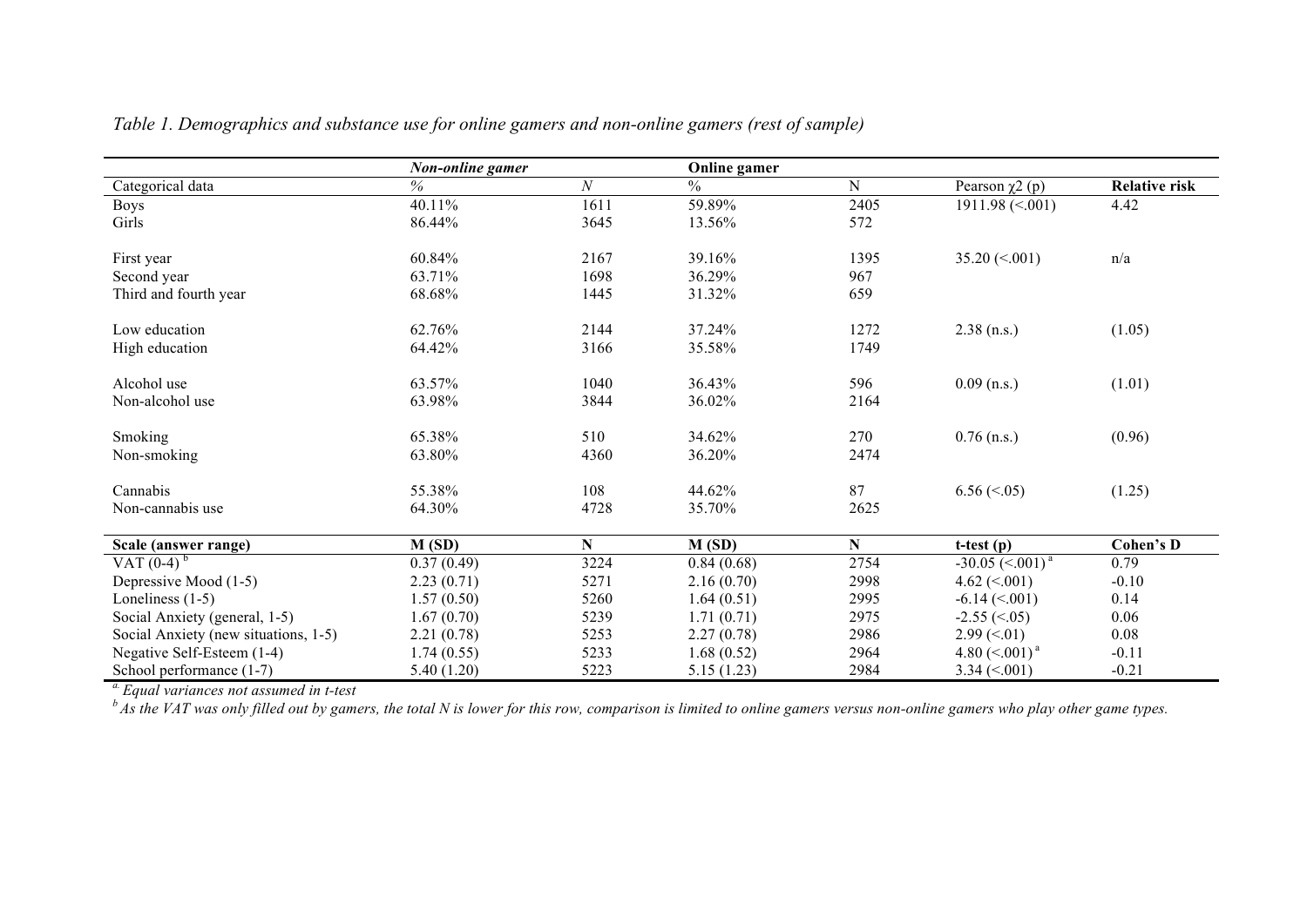*Table 1. Demographics and substance use for online gamers and non-online gamers (rest of sample)*

| | ***Non-online gamer*** | | **Online gamer** | | | |
|---|---|---|---|---|---|---|
| Categorical data | *%* | *N* | % | N | Pearson $\chi2$ (p) | **Relative risk** |
| Boys | 40.11% | 1611 | 59.89% | 2405 | 1911.98 (<.001) | 4.42 |
| Girls | 86.44% | 3645 | 13.56% | 572 | | |
| First year | 60.84% | 2167 | 39.16% | 1395 | 35.20 (<.001) | n/a |
| Second year | 63.71% | 1698 | 36.29% | 967 | | |
| Third and fourth year | 68.68% | 1445 | 31.32% | 659 | | |
| Low education | 62.76% | 2144 | 37.24% | 1272 | 2.38 (n.s.) | (1.05) |
| High education | 64.42% | 3166 | 35.58% | 1749 | | |
| Alcohol use | 63.57% | 1040 | 36.43% | 596 | 0.09 (n.s.) | (1.01) |
| Non-alcohol use | 63.98% | 3844 | 36.02% | 2164 | | |
| Smoking | 65.38% | 510 | 34.62% | 270 | 0.76 (n.s.) | (0.96) |
| Non-smoking | 63.80% | 4360 | 36.20% | 2474 | | |
| Cannabis | 55.38% | 108 | 44.62% | 87 | 6.56 (<.05) | (1.25) |
| Non-cannabis use | 64.30% | 4728 | 35.70% | 2625 | | |
| **Scale (answer range)** | **M (SD)** | **N** | **M (SD)** | **N** | **t-test (p)** | **Cohen's D** |
| VAT (0-4) [b] | 0.37 (0.49) | 3224 | 0.84 (0.68) | 2754 | -30.05 (<.001) [a] | 0.79 |
| Depressive Mood (1-5) | 2.23 (0.71) | 5271 | 2.16 (0.70) | 2998 | 4.62 (<.001) | -0.10 |
| Loneliness (1-5) | 1.57 (0.50) | 5260 | 1.64 (0.51) | 2995 | -6.14 (<.001) | 0.14 |
| Social Anxiety (general, 1-5) | 1.67 (0.70) | 5239 | 1.71 (0.71) | 2975 | -2.55 (<.05) | 0.06 |
| Social Anxiety (new situations, 1-5) | 2.21 (0.78) | 5253 | 2.27 (0.78) | 2986 | 2.99 (<.01) | 0.08 |
| Negative Self-Esteem (1-4) | 1.74 (0.55) | 5233 | 1.68 (0.52) | 2964 | 4.80 (<.001) [a] | -0.11 |
| School performance (1-7) | 5.40 (1.20) | 5223 | 5.15 (1.23) | 2984 | 3.34 (<.001) | -0.21 |

[a] *Equal variances not assumed in t-test*

[b] *As the VAT was only filled out by gamers, the total N is lower for this row, comparison is limited to online gamers versus non-online gamers who play other game types.*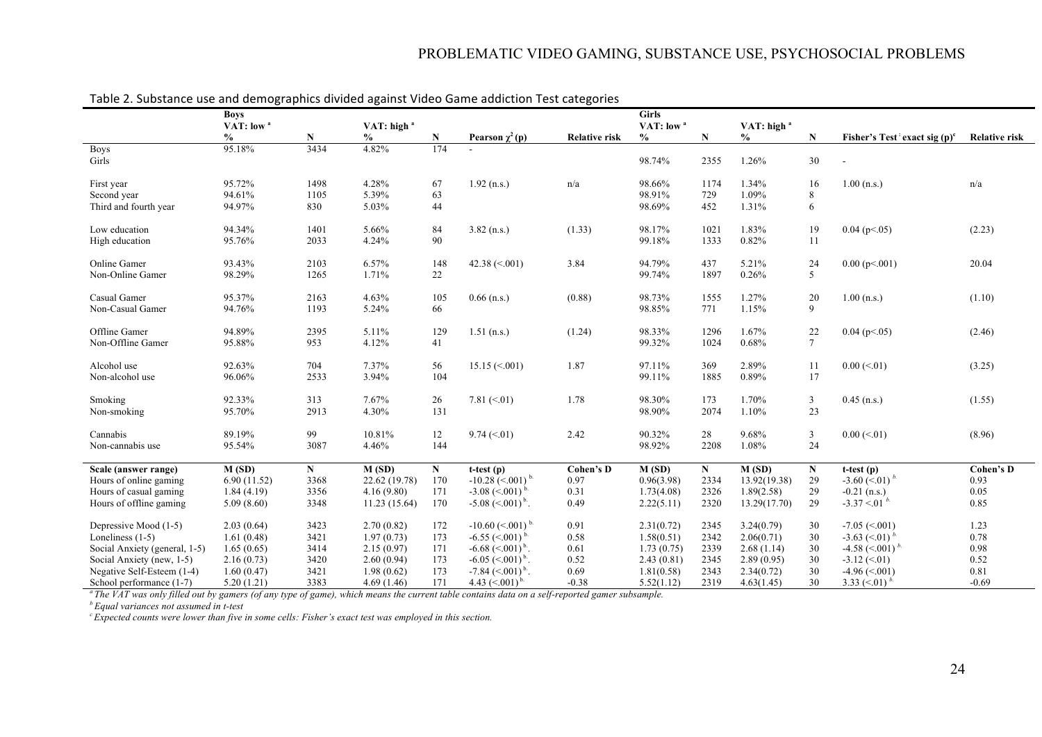Table 2. Substance use and demographics divided against Video Game addiction Test categories

| | Boys | | | | | | Girls | | | | | |
|---|---|---|---|---|---|---|---|---|---|---|---|---|
| | VAT: low [a] | | VAT: high [a] | | | | VAT: low [a] | | VAT: high [a] | | | |
| | % | N | % | N | Pearson $\chi^2$ (p) | Relative risk | % | N | % | N | Fisher's Test exact sig (p)[c] | Relative risk |
| Boys | 95.18% | 3434 | 4.82% | 174 | - | | | | | | | |
| Girls | | | | | | | 98.74% | 2355 | 1.26% | 30 | - | |
| First year | 95.72% | 1498 | 4.28% | 67 | 1.92 (n.s.) | n/a | 98.66% | 1174 | 1.34% | 16 | 1.00 (n.s.) | n/a |
| Second year | 94.61% | 1105 | 5.39% | 63 | | | 98.91% | 729 | 1.09% | 8 | | |
| Third and fourth year | 94.97% | 830 | 5.03% | 44 | | | 98.69% | 452 | 1.31% | 6 | | |
| Low education | 94.34% | 1401 | 5.66% | 84 | 3.82 (n.s.) | (1.33) | 98.17% | 1021 | 1.83% | 19 | 0.04 (p<.05) | (2.23) |
| High education | 95.76% | 2033 | 4.24% | 90 | | | 99.18% | 1333 | 0.82% | 11 | | |
| Online Gamer | 93.43% | 2103 | 6.57% | 148 | 42.38 (<.001) | 3.84 | 94.79% | 437 | 5.21% | 24 | 0.00 (p<.001) | 20.04 |
| Non-Online Gamer | 98.29% | 1265 | 1.71% | 22 | | | 99.74% | 1897 | 0.26% | 5 | | |
| Casual Gamer | 95.37% | 2163 | 4.63% | 105 | 0.66 (n.s.) | (0.88) | 98.73% | 1555 | 1.27% | 20 | 1.00 (n.s.) | (1.10) |
| Non-Casual Gamer | 94.76% | 1193 | 5.24% | 66 | | | 98.85% | 771 | 1.15% | 9 | | |
| Offline Gamer | 94.89% | 2395 | 5.11% | 129 | 1.51 (n.s.) | (1.24) | 98.33% | 1296 | 1.67% | 22 | 0.04 (p<.05) | (2.46) |
| Non-Offline Gamer | 95.88% | 953 | 4.12% | 41 | | | 99.32% | 1024 | 0.68% | 7 | | |
| Alcohol use | 92.63% | 704 | 7.37% | 56 | 15.15 (<.001) | 1.87 | 97.11% | 369 | 2.89% | 11 | 0.00 (<.01) | (3.25) |
| Non-alcohol use | 96.06% | 2533 | 3.94% | 104 | | | 99.11% | 1885 | 0.89% | 17 | | |
| Smoking | 92.33% | 313 | 7.67% | 26 | 7.81 (<.01) | 1.78 | 98.30% | 173 | 1.70% | 3 | 0.45 (n.s.) | (1.55) |
| Non-smoking | 95.70% | 2913 | 4.30% | 131 | | | 98.90% | 2074 | 1.10% | 23 | | |
| Cannabis | 89.19% | 99 | 10.81% | 12 | 9.74 (<.01) | 2.42 | 90.32% | 28 | 9.68% | 3 | 0.00 (<.01) | (8.96) |
| Non-cannabis use | 95.54% | 3087 | 4.46% | 144 | | | 98.92% | 2208 | 1.08% | 24 | | |
| **Scale (answer range)** | **M (SD)** | **N** | **M (SD)** | **N** | **t-test (p)** | **Cohen's D** | **M (SD)** | **N** | **M (SD)** | **N** | **t-test (p)** | **Cohen's D** |
| Hours of online gaming | 6.90 (11.52) | 3368 | 22.62 (19.78) | 170 | -10.28 (<.001) [b] | 0.97 | 0.96(3.98) | 2334 | 13.92(19.38) | 29 | -3.60 (<.01) [b] | 0.93 |
| Hours of casual gaming | 1.84 (4.19) | 3356 | 4.16 (9.80) | 171 | -3.08 (<.001) [b] | 0.31 | 1.73(4.08) | 2326 | 1.89(2.58) | 29 | -0.21 (n.s.) | 0.05 |
| Hours of offline gaming | 5.09 (8.60) | 3348 | 11.23 (15.64) | 170 | -5.08 (<.001) [b] | 0.49 | 2.22(5.11) | 2320 | 13.29(17.70) | 29 | -3.37 <.01 [b] | 0.85 |
| Depressive Mood (1-5) | 2.03 (0.64) | 3423 | 2.70 (0.82) | 172 | -10.60 (<.001) [b] | 0.91 | 2.31(0.72) | 2345 | 3.24(0.79) | 30 | -7.05 (<.001) | 1.23 |
| Loneliness (1-5) | 1.61 (0.48) | 3421 | 1.97 (0.73) | 173 | -6.55 (<.001) [b] | 0.58 | 1.58(0.51) | 2342 | 2.06(0.71) | 30 | -3.63 (<.01) [b] | 0.78 |
| Social Anxiety (general, 1-5) | 1.65 (0.65) | 3414 | 2.15 (0.97) | 171 | -6.68 (<.001) [b] | 0.61 | 1.73 (0.75) | 2339 | 2.68 (1.14) | 30 | -4.58 (<.001) [b] | 0.98 |
| Social Anxiety (new, 1-5) | 2.16 (0.73) | 3420 | 2.60 (0.94) | 173 | -6.05 (<.001) [b] | 0.52 | 2.43 (0.81) | 2345 | 2.89 (0.95) | 30 | -3.12 (<.01) | 0.52 |
| Negative Self-Esteem (1-4) | 1.60 (0.47) | 3421 | 1.98 (0.62) | 173 | -7.84 (<.001) [b] | 0.69 | 1.81(0.58) | 2343 | 2.34(0.72) | 30 | -4.96 (<.001) | 0.81 |
| School performance (1-7) | 5.20 (1.21) | 3383 | 4.69 (1.46) | 171 | 4.43 (<.001) [b] | -0.38 | 5.52(1.12) | 2319 | 4.63(1.45) | 30 | 3.33 (<.01) [b] | -0.69 |

[a] *The VAT was only filled out by gamers (of any type of game), which means the current table contains data on a self-reported gamer subsample.*

[b] *Equal variances not assumed in t-test*

[c] *Expected counts were lower than five in some cells: Fisher's exact test was employed in this section.*